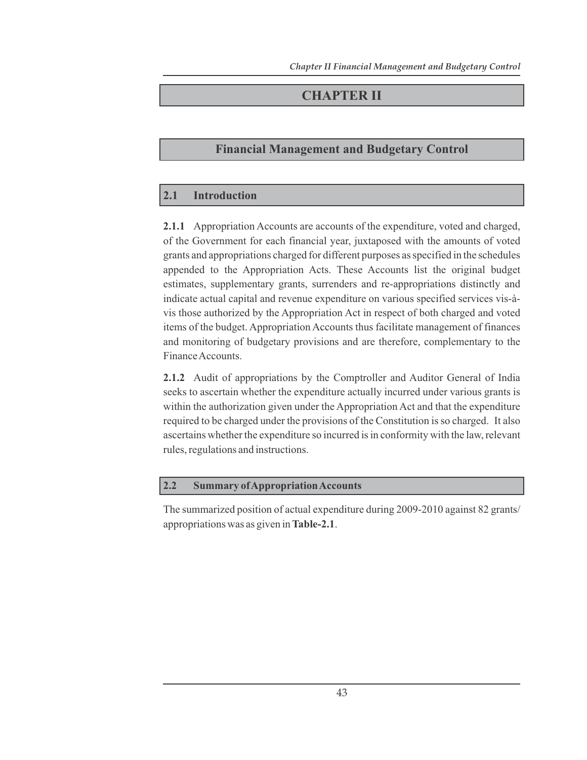# CHAPTER II

## Financial Management and Budgetary Control

### 2.1 Introduction

**2.1.1** Appropriation Accounts are accounts of the expenditure, voted and charged, of the Government for each financial year, juxtaposed with the amounts of voted grants and appropriations charged for different purposes as specified in the schedules appended to the Appropriation Acts. These Accounts list the original budget estimates, supplementary grants, surrenders and re-appropriations distinctly and indicate actual capital and revenue expenditure on various specified services vis-à-vis those authorized by the Appropriation Act in respect of both charged and voted items of the budget. Appropriation Accounts thus facilitate management of finances and monitoring of budgetary provisions and are therefore, complementary to the Finance Accounts.

**2.1.2** Audit of appropriations by the Comptroller and Auditor General of India seeks to ascertain whether the expenditure actually incurred under various grants is within the authorization given under the Appropriation Act and that the expenditure required to be charged under the provisions of the Constitution is so charged. It also ascertains whether the expenditure so incurred is in conformity with the law, relevant rules, regulations and instructions.

### 2.2 Summary of Appropriation Accounts

The summarized position of actual expenditure during 2009-2010 against 82 grants/ appropriations was as given in **Table-2.1**.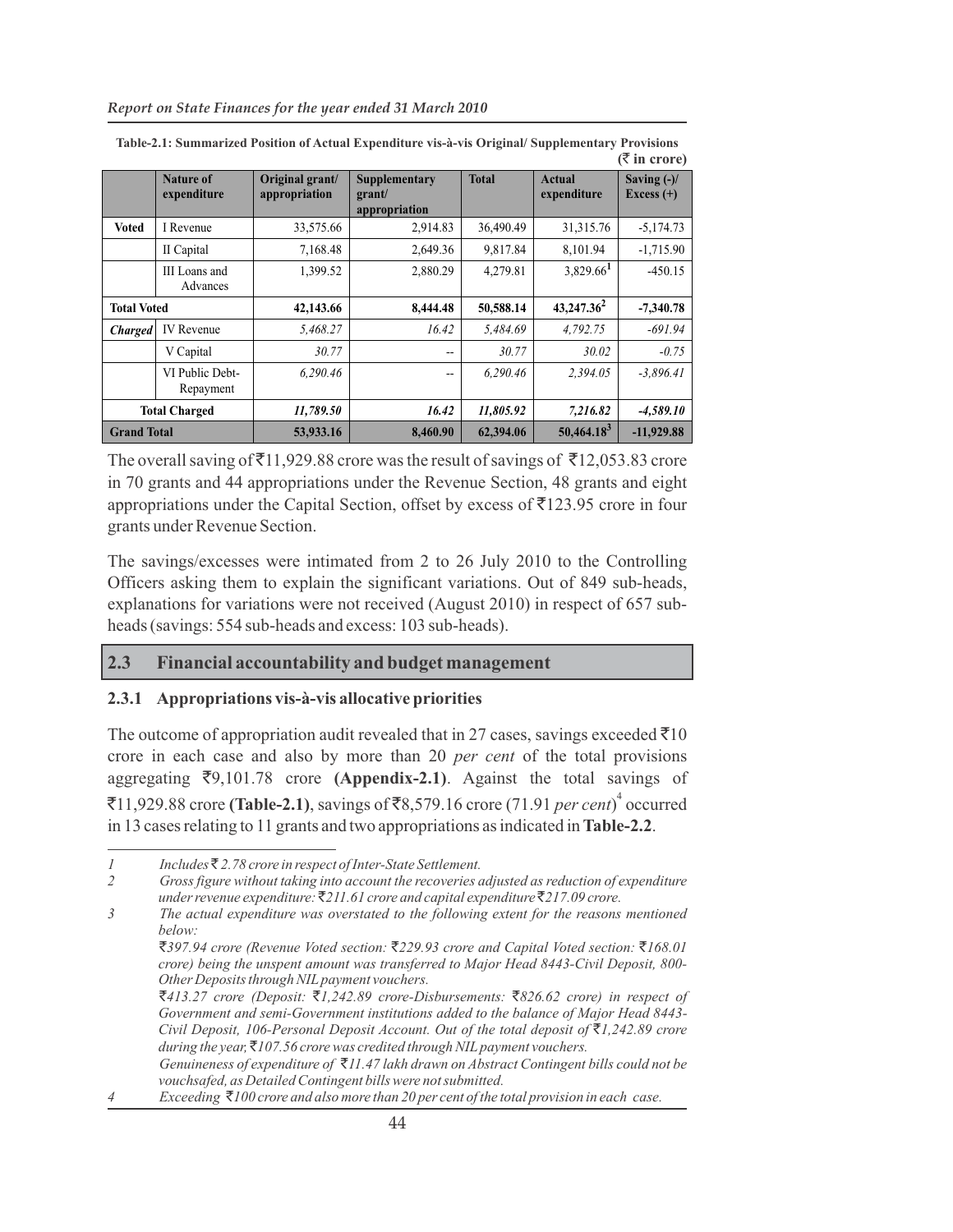**Table-2.1: Summarized Position of Actual Expenditure vis-à-vis Original/ Supplementary Provisions**

(₹ in crore)

| | Nature of expenditure | Original grant/ appropriation | Supplementary grant/ appropriation | Total | Actual expenditure | Saving (-)/ Excess (+) |
|---|---|---|---|---|---|---|
| **Voted** | I Revenue | 33,575.66 | 2,914.83 | 36,490.49 | 31,315.76 | -5,174.73 |
| | II Capital | 7,168.48 | 2,649.36 | 9,817.84 | 8,101.94 | -1,715.90 |
| | III Loans and Advances | 1,399.52 | 2,880.29 | 4,279.81 | 3,829.66[1] | -450.15 |
| **Total Voted** | | **42,143.66** | **8,444.48** | **50,588.14** | **43,247.36[2]** | **-7,340.78** |
| ***Charged*** | IV Revenue | *5,468.27* | *16.42* | *5,484.69* | *4,792.75* | *-691.94* |
| | V Capital | *30.77* | -- | *30.77* | *30.02* | *-0.75* |
| | VI Public Debt-Repayment | *6,290.46* | -- | *6,290.46* | *2,394.05* | *-3,896.41* |
| **Total Charged** | | ***11,789.50*** | ***16.42*** | ***11,805.92*** | ***7,216.82*** | ***-4,589.10*** |
| **Grand Total** | | **53,933.16** | **8,460.90** | **62,394.06** | **50,464.18[3]** | **-11,929.88** |

The overall saving of ₹11,929.88 crore was the result of savings of ₹12,053.83 crore in 70 grants and 44 appropriations under the Revenue Section, 48 grants and eight appropriations under the Capital Section, offset by excess of ₹123.95 crore in four grants under Revenue Section.

The savings/excesses were intimated from 2 to 26 July 2010 to the Controlling Officers asking them to explain the significant variations. Out of 849 sub-heads, explanations for variations were not received (August 2010) in respect of 657 sub-heads (savings: 554 sub-heads and excess: 103 sub-heads).

## 2.3 Financial accountability and budget management

### 2.3.1 Appropriations vis-à-vis allocative priorities

The outcome of appropriation audit revealed that in 27 cases, savings exceeded ₹10 crore in each case and also by more than 20 *per cent* of the total provisions aggregating ₹9,101.78 crore **(Appendix-2.1)**. Against the total savings of ₹11,929.88 crore **(Table-2.1)**, savings of ₹8,579.16 crore (71.91 *per cent*)[4] occurred in 13 cases relating to 11 grants and two appropriations as indicated in **Table-2.2**.

---

*1 Includes ₹ 2.78 crore in respect of Inter-State Settlement.*

*2 Gross figure without taking into account the recoveries adjusted as reduction of expenditure under revenue expenditure: ₹211.61 crore and capital expenditure ₹217.09 crore.*

*3 The actual expenditure was overstated to the following extent for the reasons mentioned below:*

*₹397.94 crore (Revenue Voted section: ₹229.93 crore and Capital Voted section: ₹168.01 crore) being the unspent amount was transferred to Major Head 8443-Civil Deposit, 800-Other Deposits through NIL payment vouchers.*

*₹413.27 crore (Deposit: ₹1,242.89 crore-Disbursements: ₹826.62 crore) in respect of Government and semi-Government institutions added to the balance of Major Head 8443-Civil Deposit, 106-Personal Deposit Account. Out of the total deposit of ₹1,242.89 crore during the year, ₹107.56 crore was credited through NIL payment vouchers.*

*Genuineness of expenditure of ₹11.47 lakh drawn on Abstract Contingent bills could not be vouchsafed, as Detailed Contingent bills were not submitted.*

*4 Exceeding ₹100 crore and also more than 20 per cent of the total provision in each case.*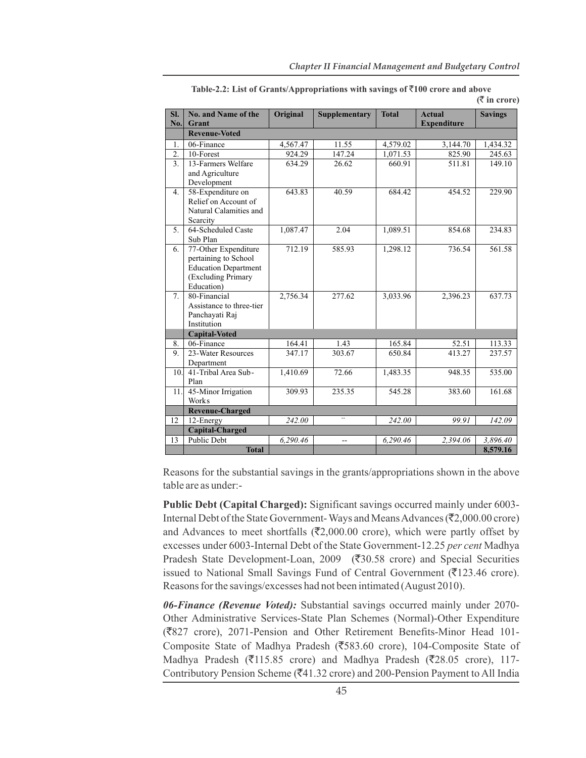**Table-2.2: List of Grants/Appropriations with savings of ₹100 crore and above**

**(₹ in crore)**

| Sl. No. | No. and Name of the Grant | Original | Supplementary | Total | Actual Expenditure | Savings |
|---|---|---|---|---|---|---|
| | **Revenue-Voted** | | | | | |
| 1. | 06-Finance | 4,567.47 | 11.55 | 4,579.02 | 3,144.70 | 1,434.32 |
| 2. | 10-Forest | 924.29 | 147.24 | 1,071.53 | 825.90 | 245.63 |
| 3. | 13-Farmers Welfare and Agriculture Development | 634.29 | 26.62 | 660.91 | 511.81 | 149.10 |
| 4. | 58-Expenditure on Relief on Account of Natural Calamities and Scarcity | 643.83 | 40.59 | 684.42 | 454.52 | 229.90 |
| 5. | 64-Scheduled Caste Sub Plan | 1,087.47 | 2.04 | 1,089.51 | 854.68 | 234.83 |
| 6. | 77-Other Expenditure pertaining to School Education Department (Excluding Primary Education) | 712.19 | 585.93 | 1,298.12 | 736.54 | 561.58 |
| 7. | 80-Financial Assistance to three-tier Panchayati Raj Institution | 2,756.34 | 277.62 | 3,033.96 | 2,396.23 | 637.73 |
| | **Capital-Voted** | | | | | |
| 8. | 06-Finance | 164.41 | 1.43 | 165.84 | 52.51 | 113.33 |
| 9. | 23-Water Resources Department | 347.17 | 303.67 | 650.84 | 413.27 | 237.57 |
| 10. | 41-Tribal Area Sub-Plan | 1,410.69 | 72.66 | 1,483.35 | 948.35 | 535.00 |
| 11. | 45-Minor Irrigation Works | 309.93 | 235.35 | 545.28 | 383.60 | 161.68 |
| | **Revenue-Charged** | | | | | |
| 12 | 12-Energy | *242.00* | -- | *242.00* | *99.91* | *142.09* |
| | **Capital-Charged** | | | | | |
| 13 | Public Debt | *6,290.46* | -- | *6,290.46* | *2,394.06* | *3,896.40* |
| | **Total** | | | | | **8,579.16** |

Reasons for the substantial savings in the grants/appropriations shown in the above table are as under:-

**Public Debt (Capital Charged):** Significant savings occurred mainly under 6003-Internal Debt of the State Government- Ways and Means Advances (₹2,000.00 crore) and Advances to meet shortfalls (₹2,000.00 crore), which were partly offset by excesses under 6003-Internal Debt of the State Government-12.25 *per cent* Madhya Pradesh State Development-Loan, 2009 (₹30.58 crore) and Special Securities issued to National Small Savings Fund of Central Government (₹123.46 crore). Reasons for the savings/excesses had not been intimated (August 2010).

***06-Finance (Revenue Voted):*** Substantial savings occurred mainly under 2070-Other Administrative Services-State Plan Schemes (Normal)-Other Expenditure (₹827 crore), 2071-Pension and Other Retirement Benefits-Minor Head 101-Composite State of Madhya Pradesh (₹583.60 crore), 104-Composite State of Madhya Pradesh (₹115.85 crore) and Madhya Pradesh (₹28.05 crore), 117-Contributory Pension Scheme (₹41.32 crore) and 200-Pension Payment to All India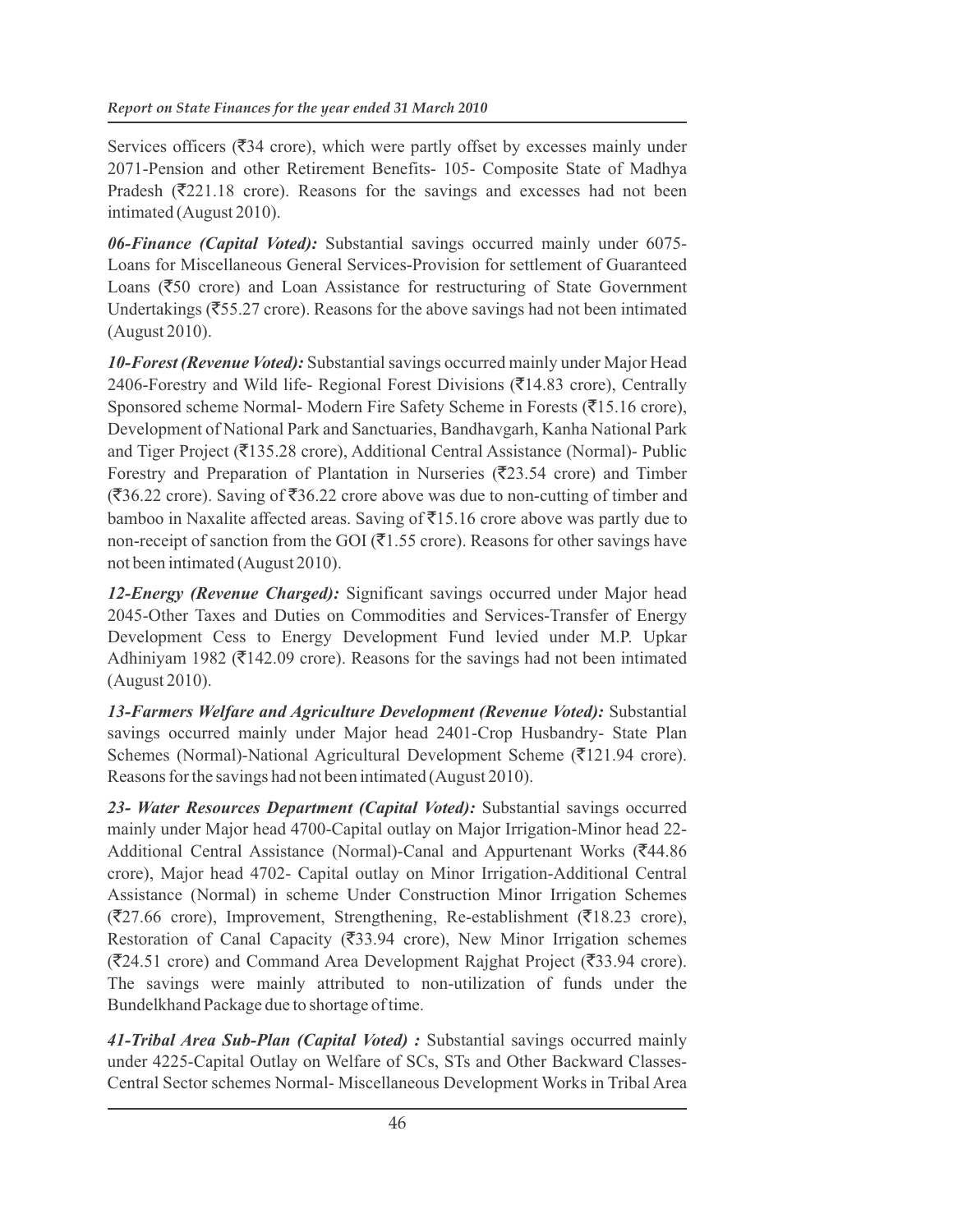Services officers (₹34 crore), which were partly offset by excesses mainly under 2071-Pension and other Retirement Benefits- 105- Composite State of Madhya Pradesh (₹221.18 crore). Reasons for the savings and excesses had not been intimated (August 2010).

***06-Finance (Capital Voted):*** Substantial savings occurred mainly under 6075-Loans for Miscellaneous General Services-Provision for settlement of Guaranteed Loans (₹50 crore) and Loan Assistance for restructuring of State Government Undertakings (₹55.27 crore). Reasons for the above savings had not been intimated (August 2010).

***10-Forest (Revenue Voted):*** Substantial savings occurred mainly under Major Head 2406-Forestry and Wild life- Regional Forest Divisions (₹14.83 crore), Centrally Sponsored scheme Normal- Modern Fire Safety Scheme in Forests (₹15.16 crore), Development of National Park and Sanctuaries, Bandhavgarh, Kanha National Park and Tiger Project (₹135.28 crore), Additional Central Assistance (Normal)- Public Forestry and Preparation of Plantation in Nurseries (₹23.54 crore) and Timber (₹36.22 crore). Saving of ₹36.22 crore above was due to non-cutting of timber and bamboo in Naxalite affected areas. Saving of ₹15.16 crore above was partly due to non-receipt of sanction from the GOI (₹1.55 crore). Reasons for other savings have not been intimated (August 2010).

***12-Energy (Revenue Charged):*** Significant savings occurred under Major head 2045-Other Taxes and Duties on Commodities and Services-Transfer of Energy Development Cess to Energy Development Fund levied under M.P. Upkar Adhiniyam 1982 (₹142.09 crore). Reasons for the savings had not been intimated (August 2010).

***13-Farmers Welfare and Agriculture Development (Revenue Voted):*** Substantial savings occurred mainly under Major head 2401-Crop Husbandry- State Plan Schemes (Normal)-National Agricultural Development Scheme (₹121.94 crore). Reasons for the savings had not been intimated (August 2010).

***23- Water Resources Department (Capital Voted):*** Substantial savings occurred mainly under Major head 4700-Capital outlay on Major Irrigation-Minor head 22-Additional Central Assistance (Normal)-Canal and Appurtenant Works (₹44.86 crore), Major head 4702- Capital outlay on Minor Irrigation-Additional Central Assistance (Normal) in scheme Under Construction Minor Irrigation Schemes (₹27.66 crore), Improvement, Strengthening, Re-establishment (₹18.23 crore), Restoration of Canal Capacity (₹33.94 crore), New Minor Irrigation schemes (₹24.51 crore) and Command Area Development Rajghat Project (₹33.94 crore). The savings were mainly attributed to non-utilization of funds under the Bundelkhand Package due to shortage of time.

***41-Tribal Area Sub-Plan (Capital Voted) :*** Substantial savings occurred mainly under 4225-Capital Outlay on Welfare of SCs, STs and Other Backward Classes-Central Sector schemes Normal- Miscellaneous Development Works in Tribal Area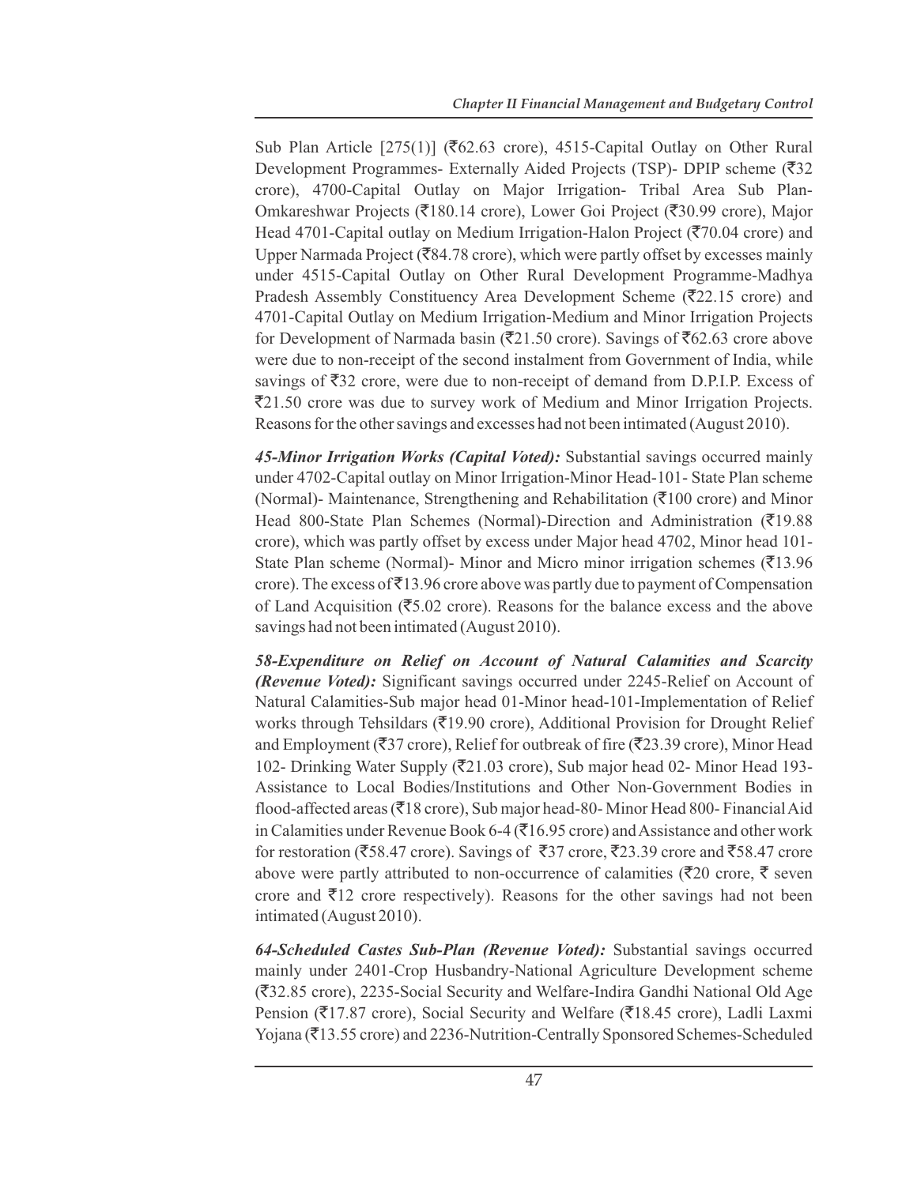Sub Plan Article [275(1)] (₹62.63 crore), 4515-Capital Outlay on Other Rural Development Programmes- Externally Aided Projects (TSP)- DPIP scheme (₹32 crore), 4700-Capital Outlay on Major Irrigation- Tribal Area Sub Plan-Omkareshwar Projects (₹180.14 crore), Lower Goi Project (₹30.99 crore), Major Head 4701-Capital outlay on Medium Irrigation-Halon Project (₹70.04 crore) and Upper Narmada Project (₹84.78 crore), which were partly offset by excesses mainly under 4515-Capital Outlay on Other Rural Development Programme-Madhya Pradesh Assembly Constituency Area Development Scheme (₹22.15 crore) and 4701-Capital Outlay on Medium Irrigation-Medium and Minor Irrigation Projects for Development of Narmada basin (₹21.50 crore). Savings of ₹62.63 crore above were due to non-receipt of the second instalment from Government of India, while savings of ₹32 crore, were due to non-receipt of demand from D.P.I.P. Excess of ₹21.50 crore was due to survey work of Medium and Minor Irrigation Projects. Reasons for the other savings and excesses had not been intimated (August 2010).

***45-Minor Irrigation Works (Capital Voted):*** Substantial savings occurred mainly under 4702-Capital outlay on Minor Irrigation-Minor Head-101- State Plan scheme (Normal)- Maintenance, Strengthening and Rehabilitation (₹100 crore) and Minor Head 800-State Plan Schemes (Normal)-Direction and Administration (₹19.88 crore), which was partly offset by excess under Major head 4702, Minor head 101-State Plan scheme (Normal)- Minor and Micro minor irrigation schemes (₹13.96 crore). The excess of ₹13.96 crore above was partly due to payment of Compensation of Land Acquisition (₹5.02 crore). Reasons for the balance excess and the above savings had not been intimated (August 2010).

***58-Expenditure on Relief on Account of Natural Calamities and Scarcity (Revenue Voted):*** Significant savings occurred under 2245-Relief on Account of Natural Calamities-Sub major head 01-Minor head-101-Implementation of Relief works through Tehsildars (₹19.90 crore), Additional Provision for Drought Relief and Employment (₹37 crore), Relief for outbreak of fire (₹23.39 crore), Minor Head 102- Drinking Water Supply (₹21.03 crore), Sub major head 02- Minor Head 193-Assistance to Local Bodies/Institutions and Other Non-Government Bodies in flood-affected areas (₹18 crore), Sub major head-80- Minor Head 800- Financial Aid in Calamities under Revenue Book 6-4 (₹16.95 crore) and Assistance and other work for restoration (₹58.47 crore). Savings of ₹37 crore, ₹23.39 crore and ₹58.47 crore above were partly attributed to non-occurrence of calamities (₹20 crore, ₹ seven crore and ₹12 crore respectively). Reasons for the other savings had not been intimated (August 2010).

***64-Scheduled Castes Sub-Plan (Revenue Voted):*** Substantial savings occurred mainly under 2401-Crop Husbandry-National Agriculture Development scheme (₹32.85 crore), 2235-Social Security and Welfare-Indira Gandhi National Old Age Pension (₹17.87 crore), Social Security and Welfare (₹18.45 crore), Ladli Laxmi Yojana (₹13.55 crore) and 2236-Nutrition-Centrally Sponsored Schemes-Scheduled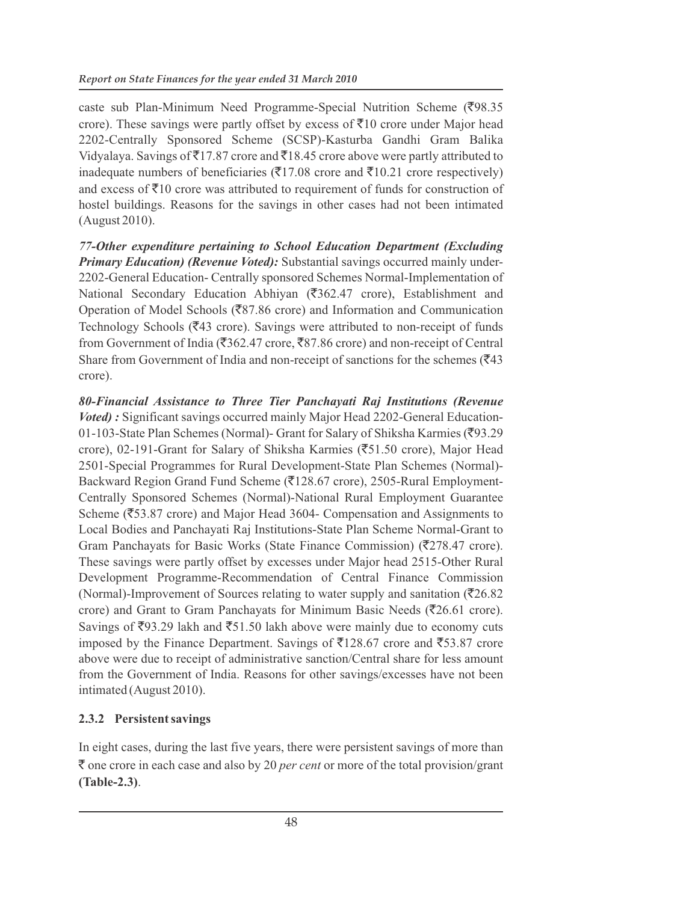caste sub Plan-Minimum Need Programme-Special Nutrition Scheme (₹98.35 crore). These savings were partly offset by excess of ₹10 crore under Major head 2202-Centrally Sponsored Scheme (SCSP)-Kasturba Gandhi Gram Balika Vidyalaya. Savings of ₹17.87 crore and ₹18.45 crore above were partly attributed to inadequate numbers of beneficiaries (₹17.08 crore and ₹10.21 crore respectively) and excess of ₹10 crore was attributed to requirement of funds for construction of hostel buildings. Reasons for the savings in other cases had not been intimated (August 2010).

***77-Other expenditure pertaining to School Education Department (Excluding Primary Education) (Revenue Voted):*** Substantial savings occurred mainly under-2202-General Education- Centrally sponsored Schemes Normal-Implementation of National Secondary Education Abhiyan (₹362.47 crore), Establishment and Operation of Model Schools (₹87.86 crore) and Information and Communication Technology Schools (₹43 crore). Savings were attributed to non-receipt of funds from Government of India (₹362.47 crore, ₹87.86 crore) and non-receipt of Central Share from Government of India and non-receipt of sanctions for the schemes (₹43 crore).

***80-Financial Assistance to Three Tier Panchayati Raj Institutions (Revenue Voted) :*** Significant savings occurred mainly Major Head 2202-General Education-01-103-State Plan Schemes (Normal)- Grant for Salary of Shiksha Karmies (₹93.29 crore), 02-191-Grant for Salary of Shiksha Karmies (₹51.50 crore), Major Head 2501-Special Programmes for Rural Development-State Plan Schemes (Normal)-Backward Region Grand Fund Scheme (₹128.67 crore), 2505-Rural Employment-Centrally Sponsored Schemes (Normal)-National Rural Employment Guarantee Scheme (₹53.87 crore) and Major Head 3604- Compensation and Assignments to Local Bodies and Panchayati Raj Institutions-State Plan Scheme Normal-Grant to Gram Panchayats for Basic Works (State Finance Commission) (₹278.47 crore). These savings were partly offset by excesses under Major head 2515-Other Rural Development Programme-Recommendation of Central Finance Commission (Normal)-Improvement of Sources relating to water supply and sanitation (₹26.82 crore) and Grant to Gram Panchayats for Minimum Basic Needs (₹26.61 crore). Savings of ₹93.29 lakh and ₹51.50 lakh above were mainly due to economy cuts imposed by the Finance Department. Savings of ₹128.67 crore and ₹53.87 crore above were due to receipt of administrative sanction/Central share for less amount from the Government of India. Reasons for other savings/excesses have not been intimated (August 2010).

### 2.3.2 Persistent savings

In eight cases, during the last five years, there were persistent savings of more than ₹ one crore in each case and also by 20 *per cent* or more of the total provision/grant **(Table-2.3)**.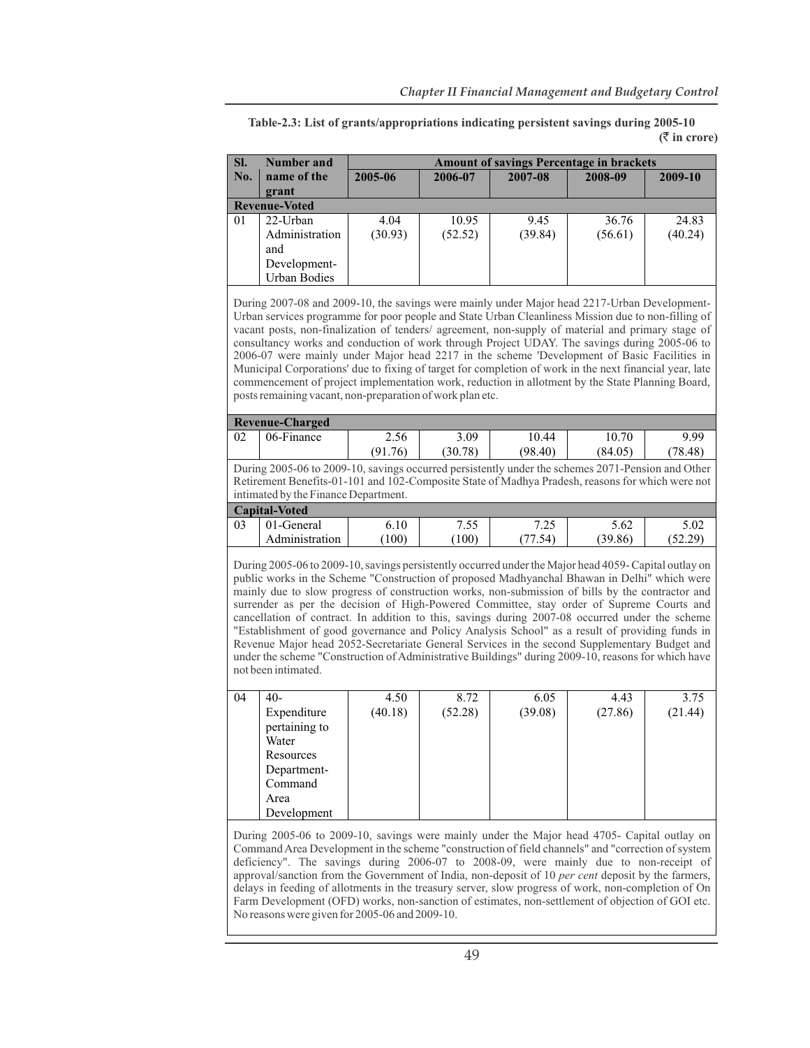**Table-2.3: List of grants/appropriations indicating persistent savings during 2005-10**

**(₹ in crore)**

| Sl. No. | Number and name of the grant | Amount of savings Percentage in brackets | | | | |
|---|---|---|---|---|---|---|
| | | 2005-06 | 2006-07 | 2007-08 | 2008-09 | 2009-10 |
| **Revenue-Voted** | | | | | | |
| 01 | 22-Urban Administration and Development-Urban Bodies | 4.04 (30.93) | 10.95 (52.52) | 9.45 (39.84) | 36.76 (56.61) | 24.83 (40.24) |
| During 2007-08 and 2009-10, the savings were mainly under Major head 2217-Urban Development-Urban services programme for poor people and State Urban Cleanliness Mission due to non-filling of vacant posts, non-finalization of tenders/ agreement, non-supply of material and primary stage of consultancy works and conduction of work through Project UDAY. The savings during 2005-06 to 2006-07 were mainly under Major head 2217 in the scheme 'Development of Basic Facilities in Municipal Corporations' due to fixing of target for completion of work in the next financial year, late commencement of project implementation work, reduction in allotment by the State Planning Board, posts remaining vacant, non-preparation of work plan etc. | | | | | | |
| **Revenue-Charged** | | | | | | |
| 02 | 06-Finance | 2.56 (91.76) | 3.09 (30.78) | 10.44 (98.40) | 10.70 (84.05) | 9.99 (78.48) |
| During 2005-06 to 2009-10, savings occurred persistently under the schemes 2071-Pension and Other Retirement Benefits-01-101 and 102-Composite State of Madhya Pradesh, reasons for which were not intimated by the Finance Department. | | | | | | |
| **Capital-Voted** | | | | | | |
| 03 | 01-General Administration | 6.10 (100) | 7.55 (100) | 7.25 (77.54) | 5.62 (39.86) | 5.02 (52.29) |
| During 2005-06 to 2009-10, savings persistently occurred under the Major head 4059- Capital outlay on public works in the Scheme "Construction of proposed Madhyanchal Bhawan in Delhi" which were mainly due to slow progress of construction works, non-submission of bills by the contractor and surrender as per the decision of High-Powered Committee, stay order of Supreme Courts and cancellation of contract. In addition to this, savings during 2007-08 occurred under the scheme "Establishment of good governance and Policy Analysis School" as a result of providing funds in Revenue Major head 2052-Secretariate General Services in the second Supplementary Budget and under the scheme "Construction of Administrative Buildings" during 2009-10, reasons for which have not been intimated. | | | | | | |
| 04 | 40-Expenditure pertaining to Water Resources Department-Command Area Development | 4.50 (40.18) | 8.72 (52.28) | 6.05 (39.08) | 4.43 (27.86) | 3.75 (21.44) |
| During 2005-06 to 2009-10, savings were mainly under the Major head 4705- Capital outlay on Command Area Development in the scheme "construction of field channels" and "correction of system deficiency". The savings during 2006-07 to 2008-09, were mainly due to non-receipt of approval/sanction from the Government of India, non-deposit of 10 *per cent* deposit by the farmers, delays in feeding of allotments in the treasury server, slow progress of work, non-completion of On Farm Development (OFD) works, non-sanction of estimates, non-settlement of objection of GOI etc. No reasons were given for 2005-06 and 2009-10. | | | | | | |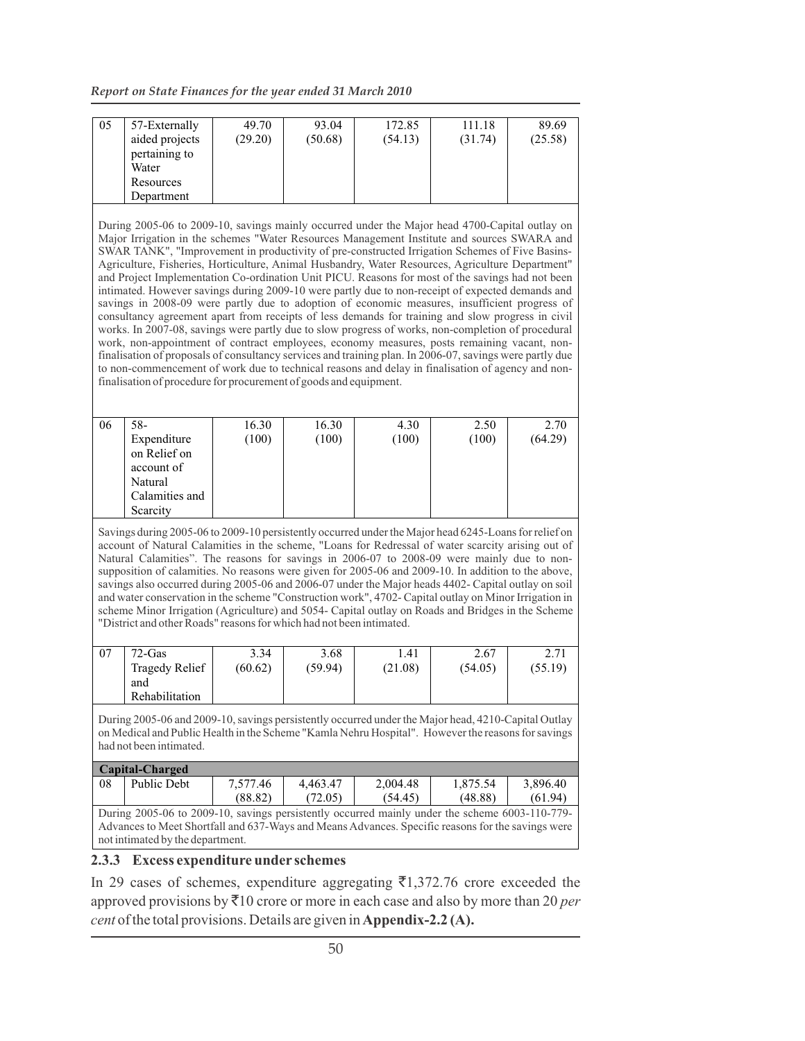| 05 | 57-Externally aided projects pertaining to Water Resources Department | 49.70 (29.20) | 93.04 (50.68) | 172.85 (54.13) | 111.18 (31.74) | 89.69 (25.58) |
|---|---|---|---|---|---|---|
| During 2005-06 to 2009-10, savings mainly occurred under the Major head 4700-Capital outlay on Major Irrigation in the schemes "Water Resources Management Institute and sources SWARA and SWAR TANK", "Improvement in productivity of pre-constructed Irrigation Schemes of Five Basins-Agriculture, Fisheries, Horticulture, Animal Husbandry, Water Resources, Agriculture Department" and Project Implementation Co-ordination Unit PICU. Reasons for most of the savings had not been intimated. However savings during 2009-10 were partly due to non-receipt of expected demands and savings in 2008-09 were partly due to adoption of economic measures, insufficient progress of consultancy agreement apart from receipts of less demands for training and slow progress in civil works. In 2007-08, savings were partly due to slow progress of works, non-completion of procedural work, non-appointment of contract employees, economy measures, posts remaining vacant, non-finalisation of proposals of consultancy services and training plan. In 2006-07, savings were partly due to non-commencement of work due to technical reasons and delay in finalisation of agency and non-finalisation of procedure for procurement of goods and equipment. | | | | | | |
| 06 | 58-Expenditure on Relief on account of Natural Calamities and Scarcity | 16.30 (100) | 16.30 (100) | 4.30 (100) | 2.50 (100) | 2.70 (64.29) |
| Savings during 2005-06 to 2009-10 persistently occurred under the Major head 6245-Loans for relief on account of Natural Calamities in the scheme, "Loans for Redressal of water scarcity arising out of Natural Calamities". The reasons for savings in 2006-07 to 2008-09 were mainly due to non-supposition of calamities. No reasons were given for 2005-06 and 2009-10. In addition to the above, savings also occurred during 2005-06 and 2006-07 under the Major heads 4402- Capital outlay on soil and water conservation in the scheme "Construction work", 4702- Capital outlay on Minor Irrigation in scheme Minor Irrigation (Agriculture) and 5054- Capital outlay on Roads and Bridges in the Scheme "District and other Roads" reasons for which had not been intimated. | | | | | | |
| 07 | 72-Gas Tragedy Relief and Rehabilitation | 3.34 (60.62) | 3.68 (59.94) | 1.41 (21.08) | 2.67 (54.05) | 2.71 (55.19) |
| During 2005-06 and 2009-10, savings persistently occurred under the Major head, 4210-Capital Outlay on Medical and Public Health in the Scheme "Kamla Nehru Hospital". However the reasons for savings had not been intimated. | | | | | | |
| **Capital-Charged** | | | | | | |
| 08 | Public Debt | 7,577.46 (88.82) | 4,463.47 (72.05) | 2,004.48 (54.45) | 1,875.54 (48.88) | 3,896.40 (61.94) |
| During 2005-06 to 2009-10, savings persistently occurred mainly under the scheme 6003-110-779-Advances to Meet Shortfall and 637-Ways and Means Advances. Specific reasons for the savings were not intimated by the department. | | | | | | |

### 2.3.3 Excess expenditure under schemes

In 29 cases of schemes, expenditure aggregating ₹1,372.76 crore exceeded the approved provisions by ₹10 crore or more in each case and also by more than 20 *per cent* of the total provisions. Details are given in **Appendix-2.2 (A).**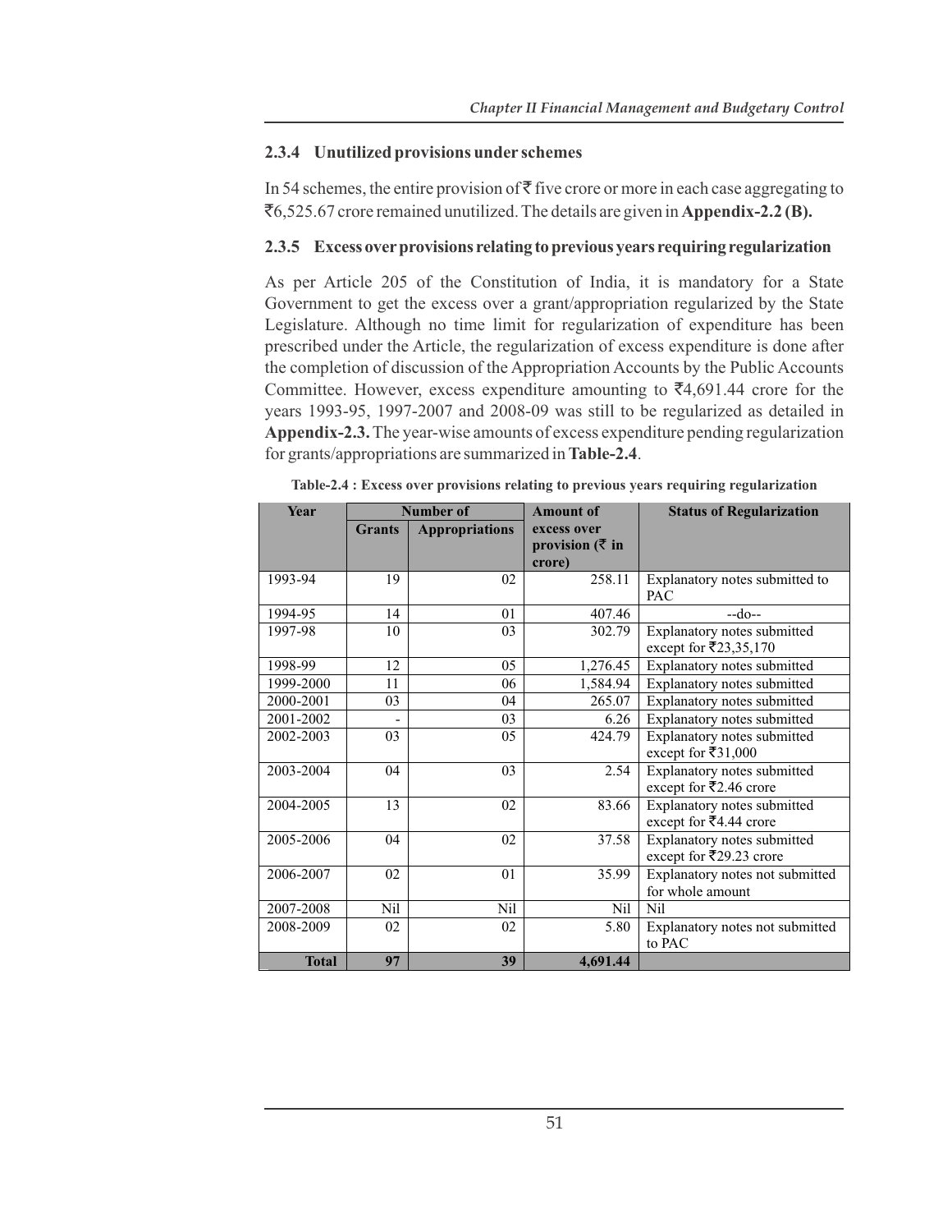### 2.3.4 Unutilized provisions under schemes

In 54 schemes, the entire provision of ₹ five crore or more in each case aggregating to ₹6,525.67 crore remained unutilized. The details are given in **Appendix-2.2 (B).**

### 2.3.5 Excess over provisions relating to previous years requiring regularization

As per Article 205 of the Constitution of India, it is mandatory for a State Government to get the excess over a grant/appropriation regularized by the State Legislature. Although no time limit for regularization of expenditure has been prescribed under the Article, the regularization of excess expenditure is done after the completion of discussion of the Appropriation Accounts by the Public Accounts Committee. However, excess expenditure amounting to ₹4,691.44 crore for the years 1993-95, 1997-2007 and 2008-09 was still to be regularized as detailed in **Appendix-2.3.** The year-wise amounts of excess expenditure pending regularization for grants/appropriations are summarized in **Table-2.4**.

**Table-2.4 : Excess over provisions relating to previous years requiring regularization**

| Year | Number of | | Amount of excess over provision (₹ in crore) | Status of Regularization |
|---|---|---|---|---|
| | Grants | Appropriations | | |
| 1993-94 | 19 | 02 | 258.11 | Explanatory notes submitted to PAC |
| 1994-95 | 14 | 01 | 407.46 | --do-- |
| 1997-98 | 10 | 03 | 302.79 | Explanatory notes submitted except for ₹23,35,170 |
| 1998-99 | 12 | 05 | 1,276.45 | Explanatory notes submitted |
| 1999-2000 | 11 | 06 | 1,584.94 | Explanatory notes submitted |
| 2000-2001 | 03 | 04 | 265.07 | Explanatory notes submitted |
| 2001-2002 | - | 03 | 6.26 | Explanatory notes submitted |
| 2002-2003 | 03 | 05 | 424.79 | Explanatory notes submitted except for ₹31,000 |
| 2003-2004 | 04 | 03 | 2.54 | Explanatory notes submitted except for ₹2.46 crore |
| 2004-2005 | 13 | 02 | 83.66 | Explanatory notes submitted except for ₹4.44 crore |
| 2005-2006 | 04 | 02 | 37.58 | Explanatory notes submitted except for ₹29.23 crore |
| 2006-2007 | 02 | 01 | 35.99 | Explanatory notes not submitted for whole amount |
| 2007-2008 | Nil | Nil | Nil | Nil |
| 2008-2009 | 02 | 02 | 5.80 | Explanatory notes not submitted to PAC |
| **Total** | **97** | **39** | **4,691.44** | |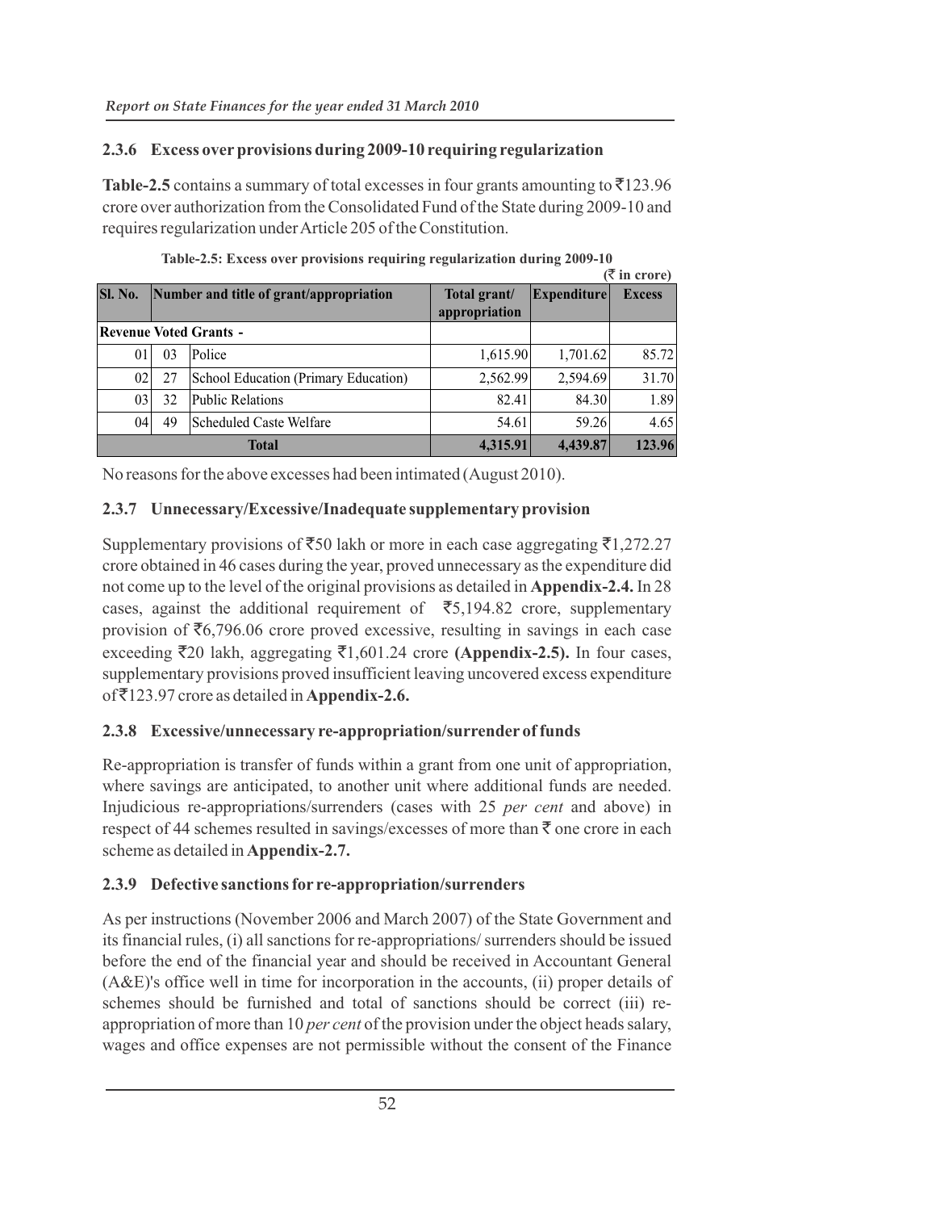### 2.3.6 Excess over provisions during 2009-10 requiring regularization

**Table-2.5** contains a summary of total excesses in four grants amounting to ₹123.96 crore over authorization from the Consolidated Fund of the State during 2009-10 and requires regularization under Article 205 of the Constitution.

**Table-2.5: Excess over provisions requiring regularization during 2009-10**

(₹ in crore)

| Sl. No. | Number and title of grant/appropriation | | Total grant/ appropriation | Expenditure | Excess |
|---|---|---|---|---|---|
| **Revenue Voted Grants -** | | | | | |
| 01 | 03 | Police | 1,615.90 | 1,701.62 | 85.72 |
| 02 | 27 | School Education (Primary Education) | 2,562.99 | 2,594.69 | 31.70 |
| 03 | 32 | Public Relations | 82.41 | 84.30 | 1.89 |
| 04 | 49 | Scheduled Caste Welfare | 54.61 | 59.26 | 4.65 |
| **Total** | | | **4,315.91** | **4,439.87** | **123.96** |

No reasons for the above excesses had been intimated (August 2010).

### 2.3.7 Unnecessary/Excessive/Inadequate supplementary provision

Supplementary provisions of ₹50 lakh or more in each case aggregating ₹1,272.27 crore obtained in 46 cases during the year, proved unnecessary as the expenditure did not come up to the level of the original provisions as detailed in **Appendix-2.4.** In 28 cases, against the additional requirement of ₹5,194.82 crore, supplementary provision of ₹6,796.06 crore proved excessive, resulting in savings in each case exceeding ₹20 lakh, aggregating ₹1,601.24 crore **(Appendix-2.5).** In four cases, supplementary provisions proved insufficient leaving uncovered excess expenditure of ₹123.97 crore as detailed in **Appendix-2.6.**

### 2.3.8 Excessive/unnecessary re-appropriation/surrender of funds

Re-appropriation is transfer of funds within a grant from one unit of appropriation, where savings are anticipated, to another unit where additional funds are needed. Injudicious re-appropriations/surrenders (cases with 25 *per cent* and above) in respect of 44 schemes resulted in savings/excesses of more than ₹ one crore in each scheme as detailed in **Appendix-2.7.**

### 2.3.9 Defective sanctions for re-appropriation/surrenders

As per instructions (November 2006 and March 2007) of the State Government and its financial rules, (i) all sanctions for re-appropriations/ surrenders should be issued before the end of the financial year and should be received in Accountant General (A&E)'s office well in time for incorporation in the accounts, (ii) proper details of schemes should be furnished and total of sanctions should be correct (iii) re-appropriation of more than 10 *per cent* of the provision under the object heads salary, wages and office expenses are not permissible without the consent of the Finance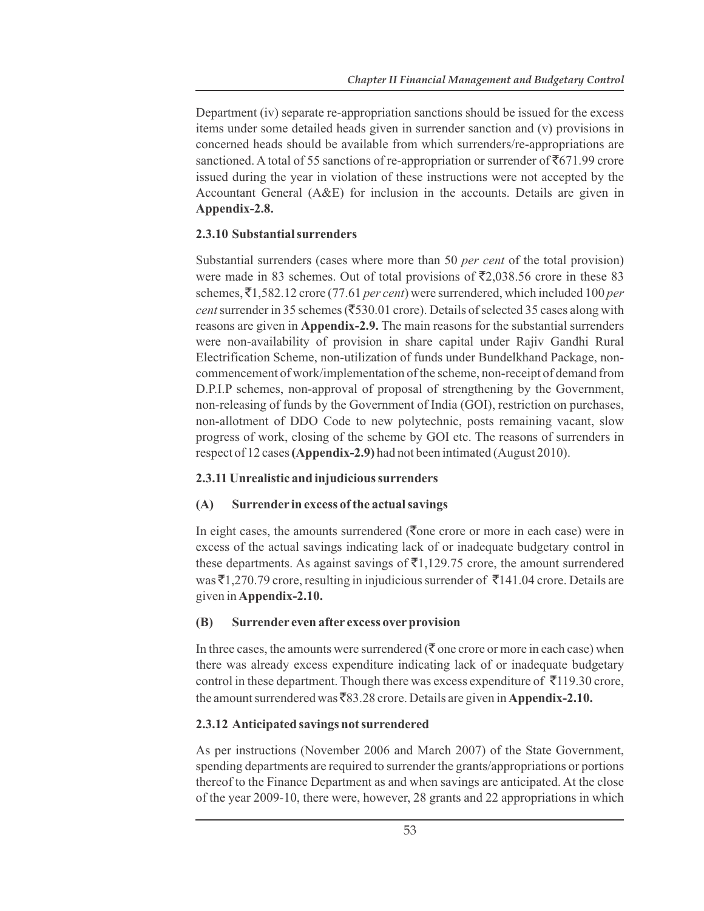Department (iv) separate re-appropriation sanctions should be issued for the excess items under some detailed heads given in surrender sanction and (v) provisions in concerned heads should be available from which surrenders/re-appropriations are sanctioned. A total of 55 sanctions of re-appropriation or surrender of ₹671.99 crore issued during the year in violation of these instructions were not accepted by the Accountant General (A&E) for inclusion in the accounts. Details are given in **Appendix-2.8.**

### 2.3.10 Substantial surrenders

Substantial surrenders (cases where more than 50 *per cent* of the total provision) were made in 83 schemes. Out of total provisions of ₹2,038.56 crore in these 83 schemes, ₹1,582.12 crore (77.61 *per cent*) were surrendered, which included 100 *per cent* surrender in 35 schemes (₹530.01 crore). Details of selected 35 cases along with reasons are given in **Appendix-2.9.** The main reasons for the substantial surrenders were non-availability of provision in share capital under Rajiv Gandhi Rural Electrification Scheme, non-utilization of funds under Bundelkhand Package, non-commencement of work/implementation of the scheme, non-receipt of demand from D.P.I.P schemes, non-approval of proposal of strengthening by the Government, non-releasing of funds by the Government of India (GOI), restriction on purchases, non-allotment of DDO Code to new polytechnic, posts remaining vacant, slow progress of work, closing of the scheme by GOI etc. The reasons of surrenders in respect of 12 cases **(Appendix-2.9)** had not been intimated (August 2010).

### 2.3.11 Unrealistic and injudicious surrenders

#### (A) Surrender in excess of the actual savings

In eight cases, the amounts surrendered (₹one crore or more in each case) were in excess of the actual savings indicating lack of or inadequate budgetary control in these departments. As against savings of ₹1,129.75 crore, the amount surrendered was ₹1,270.79 crore, resulting in injudicious surrender of ₹141.04 crore. Details are given in **Appendix-2.10.**

#### (B) Surrender even after excess over provision

In three cases, the amounts were surrendered (₹ one crore or more in each case) when there was already excess expenditure indicating lack of or inadequate budgetary control in these department. Though there was excess expenditure of ₹119.30 crore, the amount surrendered was ₹83.28 crore. Details are given in **Appendix-2.10.**

### 2.3.12 Anticipated savings not surrendered

As per instructions (November 2006 and March 2007) of the State Government, spending departments are required to surrender the grants/appropriations or portions thereof to the Finance Department as and when savings are anticipated. At the close of the year 2009-10, there were, however, 28 grants and 22 appropriations in which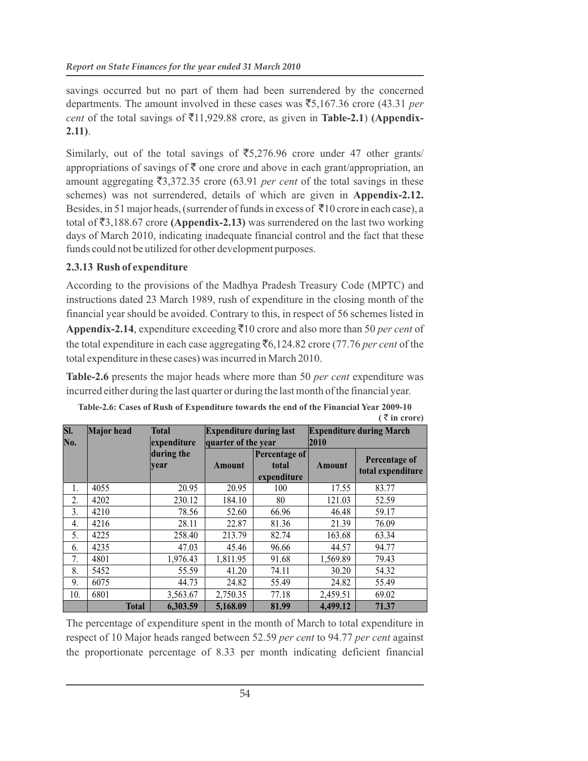savings occurred but no part of them had been surrendered by the concerned departments. The amount involved in these cases was ₹5,167.36 crore (43.31 *per cent* of the total savings of ₹11,929.88 crore, as given in **Table-2.1**) **(Appendix-2.11)**.

Similarly, out of the total savings of ₹5,276.96 crore under 47 other grants/ appropriations of savings of ₹ one crore and above in each grant/appropriation, an amount aggregating ₹3,372.35 crore (63.91 *per cent* of the total savings in these schemes) was not surrendered, details of which are given in **Appendix-2.12.** Besides, in 51 major heads, (surrender of funds in excess of ₹10 crore in each case), a total of ₹3,188.67 crore **(Appendix-2.13)** was surrendered on the last two working days of March 2010, indicating inadequate financial control and the fact that these funds could not be utilized for other development purposes.

### 2.3.13 Rush of expenditure

According to the provisions of the Madhya Pradesh Treasury Code (MPTC) and instructions dated 23 March 1989, rush of expenditure in the closing month of the financial year should be avoided. Contrary to this, in respect of 56 schemes listed in **Appendix-2.14**, expenditure exceeding ₹10 crore and also more than 50 *per cent* of the total expenditure in each case aggregating ₹6,124.82 crore (77.76 *per cent* of the total expenditure in these cases) was incurred in March 2010.

**Table-2.6** presents the major heads where more than 50 *per cent* expenditure was incurred either during the last quarter or during the last month of the financial year.

**Table-2.6: Cases of Rush of Expenditure towards the end of the Financial Year 2009-10**

**( ₹ in crore)**

| Sl. No. | Major head | Total expenditure during the year | Expenditure during last quarter of the year | | Expenditure during March 2010 | |
|---|---|---|---|---|---|---|
| | | | Amount | Percentage of total expenditure | Amount | Percentage of total expenditure |
| 1. | 4055 | 20.95 | 20.95 | 100 | 17.55 | 83.77 |
| 2. | 4202 | 230.12 | 184.10 | 80 | 121.03 | 52.59 |
| 3. | 4210 | 78.56 | 52.60 | 66.96 | 46.48 | 59.17 |
| 4. | 4216 | 28.11 | 22.87 | 81.36 | 21.39 | 76.09 |
| 5. | 4225 | 258.40 | 213.79 | 82.74 | 163.68 | 63.34 |
| 6. | 4235 | 47.03 | 45.46 | 96.66 | 44.57 | 94.77 |
| 7. | 4801 | 1,976.43 | 1,811.95 | 91.68 | 1,569.89 | 79.43 |
| 8. | 5452 | 55.59 | 41.20 | 74.11 | 30.20 | 54.32 |
| 9. | 6075 | 44.73 | 24.82 | 55.49 | 24.82 | 55.49 |
| 10. | 6801 | 3,563.67 | 2,750.35 | 77.18 | 2,459.51 | 69.02 |
| | **Total** | **6,303.59** | **5,168.09** | **81.99** | **4,499.12** | **71.37** |

The percentage of expenditure spent in the month of March to total expenditure in respect of 10 Major heads ranged between 52.59 *per cent* to 94.77 *per cent* against the proportionate percentage of 8.33 per month indicating deficient financial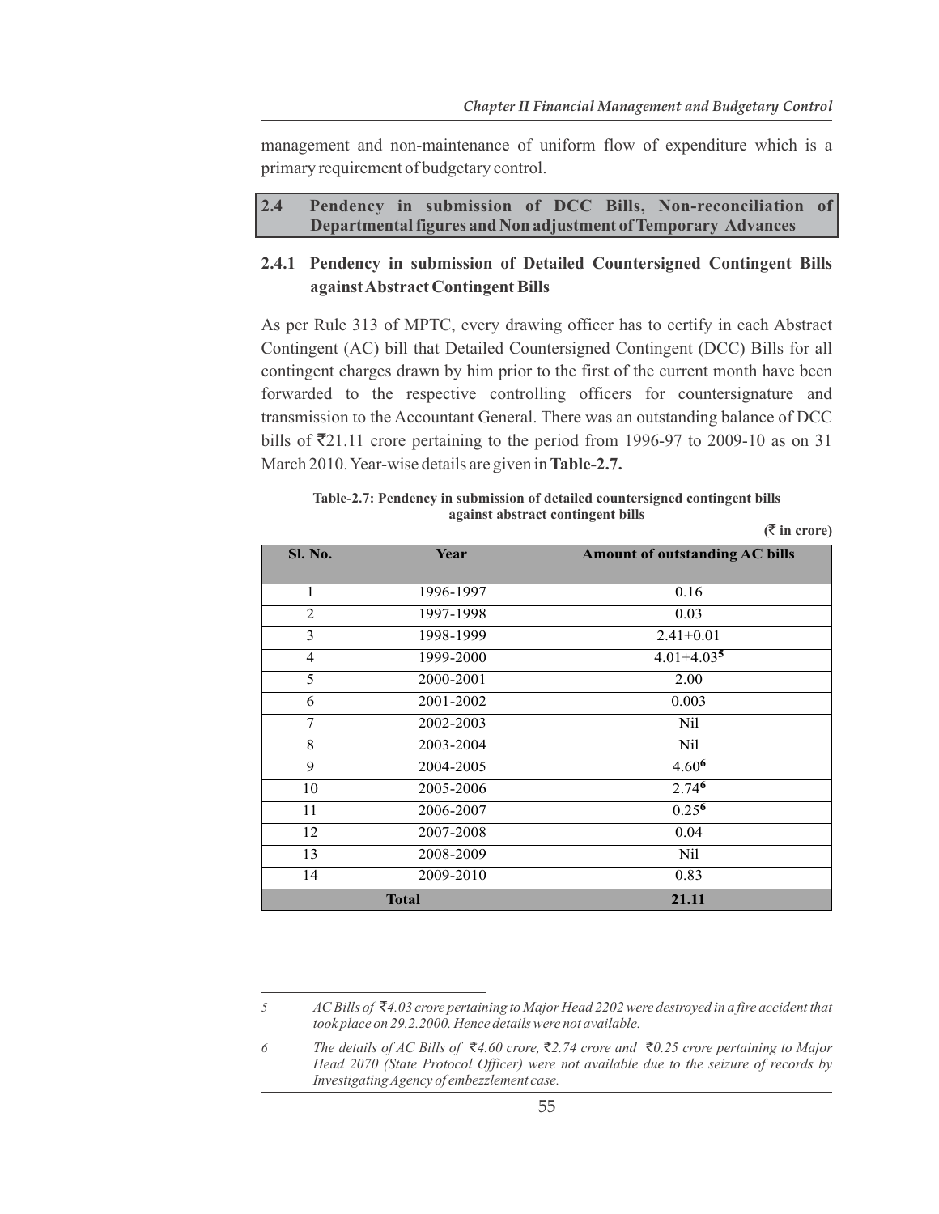management and non-maintenance of uniform flow of expenditure which is a primary requirement of budgetary control.

## 2.4 Pendency in submission of DCC Bills, Non-reconciliation of Departmental figures and Non adjustment of Temporary Advances

### 2.4.1 Pendency in submission of Detailed Countersigned Contingent Bills against Abstract Contingent Bills

As per Rule 313 of MPTC, every drawing officer has to certify in each Abstract Contingent (AC) bill that Detailed Countersigned Contingent (DCC) Bills for all contingent charges drawn by him prior to the first of the current month have been forwarded to the respective controlling officers for countersignature and transmission to the Accountant General. There was an outstanding balance of DCC bills of ₹21.11 crore pertaining to the period from 1996-97 to 2009-10 as on 31 March 2010. Year-wise details are given in **Table-2.7.**

**Table-2.7: Pendency in submission of detailed countersigned contingent bills against abstract contingent bills**

**(₹ in crore)**

| Sl. No. | Year | Amount of outstanding AC bills |
|---|---|---|
| 1 | 1996-1997 | 0.16 |
| 2 | 1997-1998 | 0.03 |
| 3 | 1998-1999 | 2.41+0.01 |
| 4 | 1999-2000 | 4.01+4.03[5] |
| 5 | 2000-2001 | 2.00 |
| 6 | 2001-2002 | 0.003 |
| 7 | 2002-2003 | Nil |
| 8 | 2003-2004 | Nil |
| 9 | 2004-2005 | 4.60[6] |
| 10 | 2005-2006 | 2.74[6] |
| 11 | 2006-2007 | 0.25[6] |
| 12 | 2007-2008 | 0.04 |
| 13 | 2008-2009 | Nil |
| 14 | 2009-2010 | 0.83 |
| **Total** | | **21.11** |

---

5 *AC Bills of ₹4.03 crore pertaining to Major Head 2202 were destroyed in a fire accident that took place on 29.2.2000. Hence details were not available.*

6 *The details of AC Bills of ₹4.60 crore, ₹2.74 crore and ₹0.25 crore pertaining to Major Head 2070 (State Protocol Officer) were not available due to the seizure of records by Investigating Agency of embezzlement case.*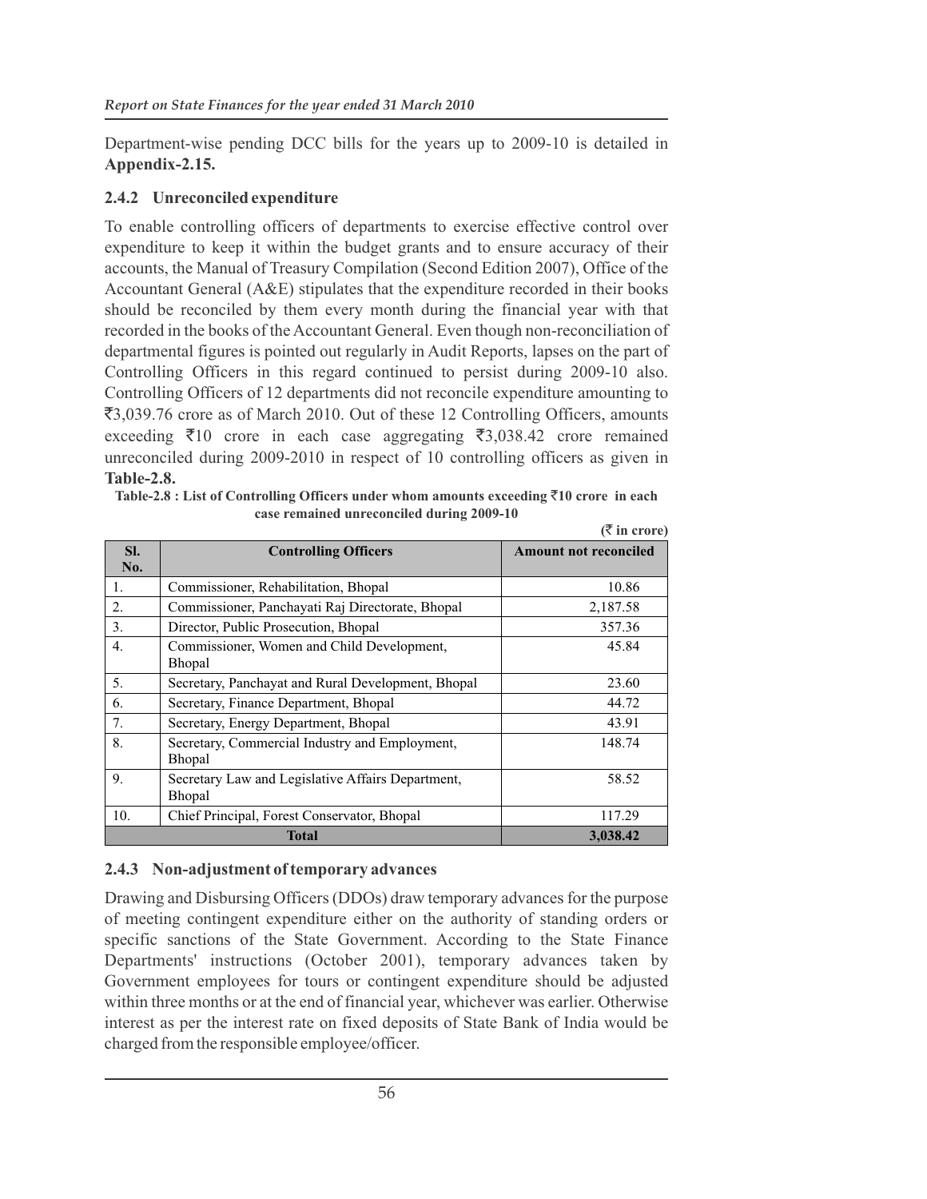Department-wise pending DCC bills for the years up to 2009-10 is detailed in **Appendix-2.15.**

### 2.4.2 Unreconciled expenditure

To enable controlling officers of departments to exercise effective control over expenditure to keep it within the budget grants and to ensure accuracy of their accounts, the Manual of Treasury Compilation (Second Edition 2007), Office of the Accountant General (A&E) stipulates that the expenditure recorded in their books should be reconciled by them every month during the financial year with that recorded in the books of the Accountant General. Even though non-reconciliation of departmental figures is pointed out regularly in Audit Reports, lapses on the part of Controlling Officers in this regard continued to persist during 2009-10 also. Controlling Officers of 12 departments did not reconcile expenditure amounting to ₹3,039.76 crore as of March 2010. Out of these 12 Controlling Officers, amounts exceeding ₹10 crore in each case aggregating ₹3,038.42 crore remained unreconciled during 2009-2010 in respect of 10 controlling officers as given in **Table-2.8.**

**Table-2.8 : List of Controlling Officers under whom amounts exceeding ₹10 crore in each case remained unreconciled during 2009-10**

**(₹ in crore)**

| Sl. No. | Controlling Officers | Amount not reconciled |
|---|---|---|
| 1. | Commissioner, Rehabilitation, Bhopal | 10.86 |
| 2. | Commissioner, Panchayati Raj Directorate, Bhopal | 2,187.58 |
| 3. | Director, Public Prosecution, Bhopal | 357.36 |
| 4. | Commissioner, Women and Child Development, Bhopal | 45.84 |
| 5. | Secretary, Panchayat and Rural Development, Bhopal | 23.60 |
| 6. | Secretary, Finance Department, Bhopal | 44.72 |
| 7. | Secretary, Energy Department, Bhopal | 43.91 |
| 8. | Secretary, Commercial Industry and Employment, Bhopal | 148.74 |
| 9. | Secretary Law and Legislative Affairs Department, Bhopal | 58.52 |
| 10. | Chief Principal, Forest Conservator, Bhopal | 117.29 |
| **Total** | | **3,038.42** |

### 2.4.3 Non-adjustment of temporary advances

Drawing and Disbursing Officers (DDOs) draw temporary advances for the purpose of meeting contingent expenditure either on the authority of standing orders or specific sanctions of the State Government. According to the State Finance Departments' instructions (October 2001), temporary advances taken by Government employees for tours or contingent expenditure should be adjusted within three months or at the end of financial year, whichever was earlier. Otherwise interest as per the interest rate on fixed deposits of State Bank of India would be charged from the responsible employee/officer.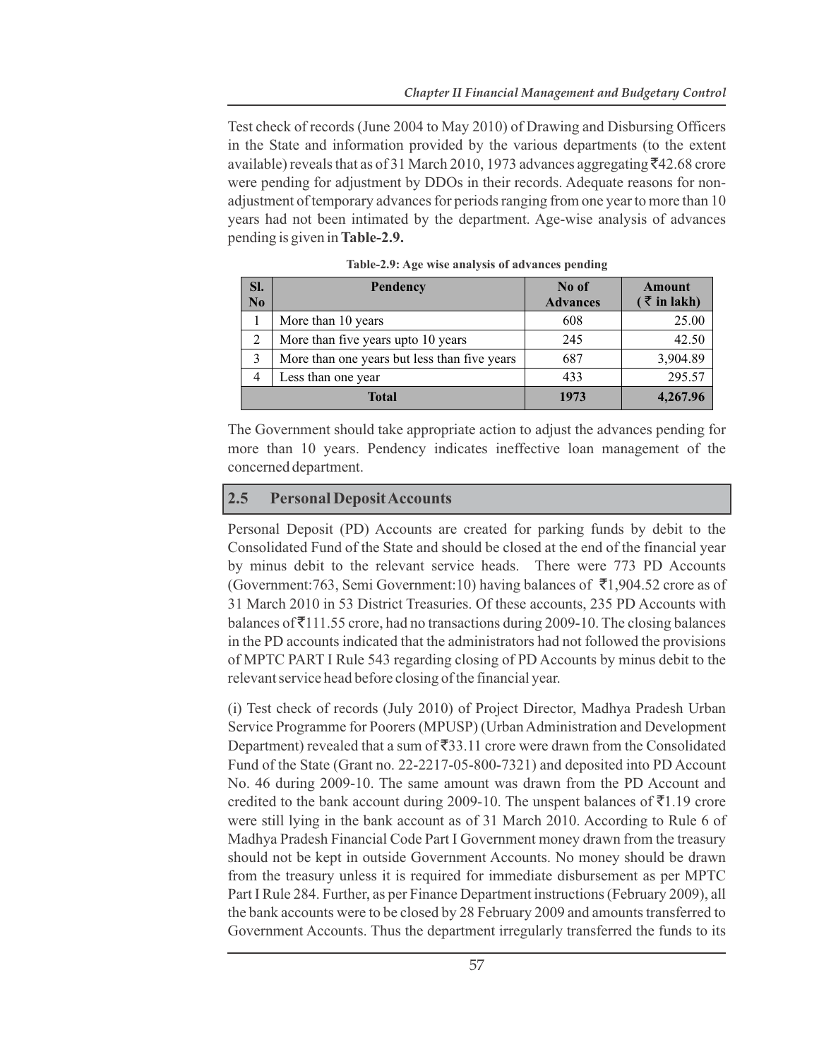Test check of records (June 2004 to May 2010) of Drawing and Disbursing Officers in the State and information provided by the various departments (to the extent available) reveals that as of 31 March 2010, 1973 advances aggregating ₹42.68 crore were pending for adjustment by DDOs in their records. Adequate reasons for non-adjustment of temporary advances for periods ranging from one year to more than 10 years had not been intimated by the department. Age-wise analysis of advances pending is given in **Table-2.9.**

**Table-2.9: Age wise analysis of advances pending**

| Sl. No | Pendency | No of Advances | Amount (₹ in lakh) |
|---|---|---|---|
| 1 | More than 10 years | 608 | 25.00 |
| 2 | More than five years upto 10 years | 245 | 42.50 |
| 3 | More than one years but less than five years | 687 | 3,904.89 |
| 4 | Less than one year | 433 | 295.57 |
| | **Total** | **1973** | **4,267.96** |

The Government should take appropriate action to adjust the advances pending for more than 10 years. Pendency indicates ineffective loan management of the concerned department.

## 2.5 Personal Deposit Accounts

Personal Deposit (PD) Accounts are created for parking funds by debit to the Consolidated Fund of the State and should be closed at the end of the financial year by minus debit to the relevant service heads. There were 773 PD Accounts (Government:763, Semi Government:10) having balances of ₹1,904.52 crore as of 31 March 2010 in 53 District Treasuries. Of these accounts, 235 PD Accounts with balances of ₹111.55 crore, had no transactions during 2009-10. The closing balances in the PD accounts indicated that the administrators had not followed the provisions of MPTC PART I Rule 543 regarding closing of PD Accounts by minus debit to the relevant service head before closing of the financial year.

(i) Test check of records (July 2010) of Project Director, Madhya Pradesh Urban Service Programme for Poorers (MPUSP) (Urban Administration and Development Department) revealed that a sum of ₹33.11 crore were drawn from the Consolidated Fund of the State (Grant no. 22-2217-05-800-7321) and deposited into PD Account No. 46 during 2009-10. The same amount was drawn from the PD Account and credited to the bank account during 2009-10. The unspent balances of ₹1.19 crore were still lying in the bank account as of 31 March 2010. According to Rule 6 of Madhya Pradesh Financial Code Part I Government money drawn from the treasury should not be kept in outside Government Accounts. No money should be drawn from the treasury unless it is required for immediate disbursement as per MPTC Part I Rule 284. Further, as per Finance Department instructions (February 2009), all the bank accounts were to be closed by 28 February 2009 and amounts transferred to Government Accounts. Thus the department irregularly transferred the funds to its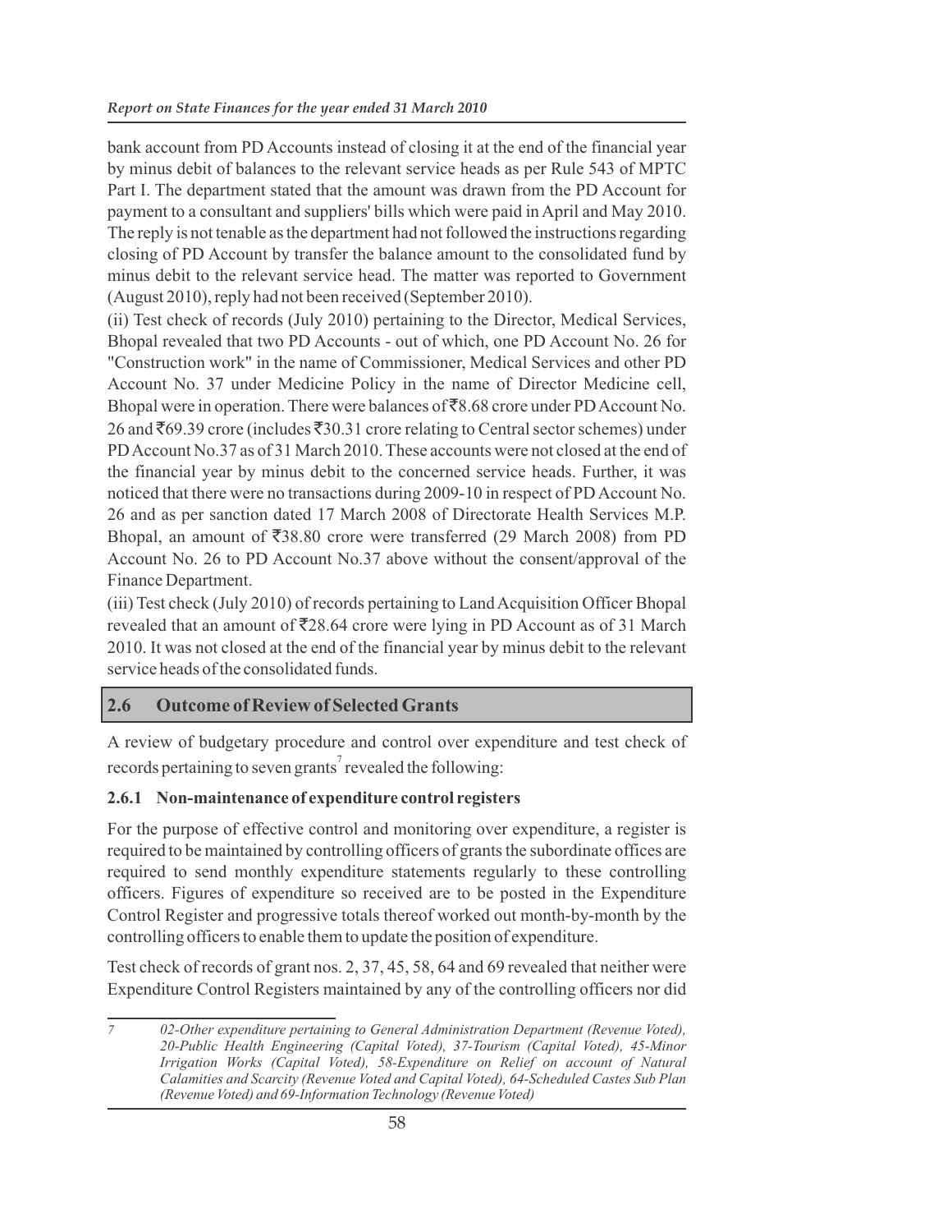bank account from PD Accounts instead of closing it at the end of the financial year by minus debit of balances to the relevant service heads as per Rule 543 of MPTC Part I. The department stated that the amount was drawn from the PD Account for payment to a consultant and suppliers' bills which were paid in April and May 2010. The reply is not tenable as the department had not followed the instructions regarding closing of PD Account by transfer the balance amount to the consolidated fund by minus debit to the relevant service head. The matter was reported to Government (August 2010), reply had not been received (September 2010).

(ii) Test check of records (July 2010) pertaining to the Director, Medical Services, Bhopal revealed that two PD Accounts - out of which, one PD Account No. 26 for "Construction work" in the name of Commissioner, Medical Services and other PD Account No. 37 under Medicine Policy in the name of Director Medicine cell, Bhopal were in operation. There were balances of ₹8.68 crore under PD Account No. 26 and ₹69.39 crore (includes ₹30.31 crore relating to Central sector schemes) under PD Account No.37 as of 31 March 2010. These accounts were not closed at the end of the financial year by minus debit to the concerned service heads. Further, it was noticed that there were no transactions during 2009-10 in respect of PD Account No. 26 and as per sanction dated 17 March 2008 of Directorate Health Services M.P. Bhopal, an amount of ₹38.80 crore were transferred (29 March 2008) from PD Account No. 26 to PD Account No.37 above without the consent/approval of the Finance Department.

(iii) Test check (July 2010) of records pertaining to Land Acquisition Officer Bhopal revealed that an amount of ₹28.64 crore were lying in PD Account as of 31 March 2010. It was not closed at the end of the financial year by minus debit to the relevant service heads of the consolidated funds.

## 2.6 Outcome of Review of Selected Grants

A review of budgetary procedure and control over expenditure and test check of records pertaining to seven grants[7] revealed the following:

### 2.6.1 Non-maintenance of expenditure control registers

For the purpose of effective control and monitoring over expenditure, a register is required to be maintained by controlling officers of grants the subordinate offices are required to send monthly expenditure statements regularly to these controlling officers. Figures of expenditure so received are to be posted in the Expenditure Control Register and progressive totals thereof worked out month-by-month by the controlling officers to enable them to update the position of expenditure.

Test check of records of grant nos. 2, 37, 45, 58, 64 and 69 revealed that neither were Expenditure Control Registers maintained by any of the controlling officers nor did

---

7 *02-Other expenditure pertaining to General Administration Department (Revenue Voted), 20-Public Health Engineering (Capital Voted), 37-Tourism (Capital Voted), 45-Minor Irrigation Works (Capital Voted), 58-Expenditure on Relief on account of Natural Calamities and Scarcity (Revenue Voted and Capital Voted), 64-Scheduled Castes Sub Plan (Revenue Voted) and 69-Information Technology (Revenue Voted)*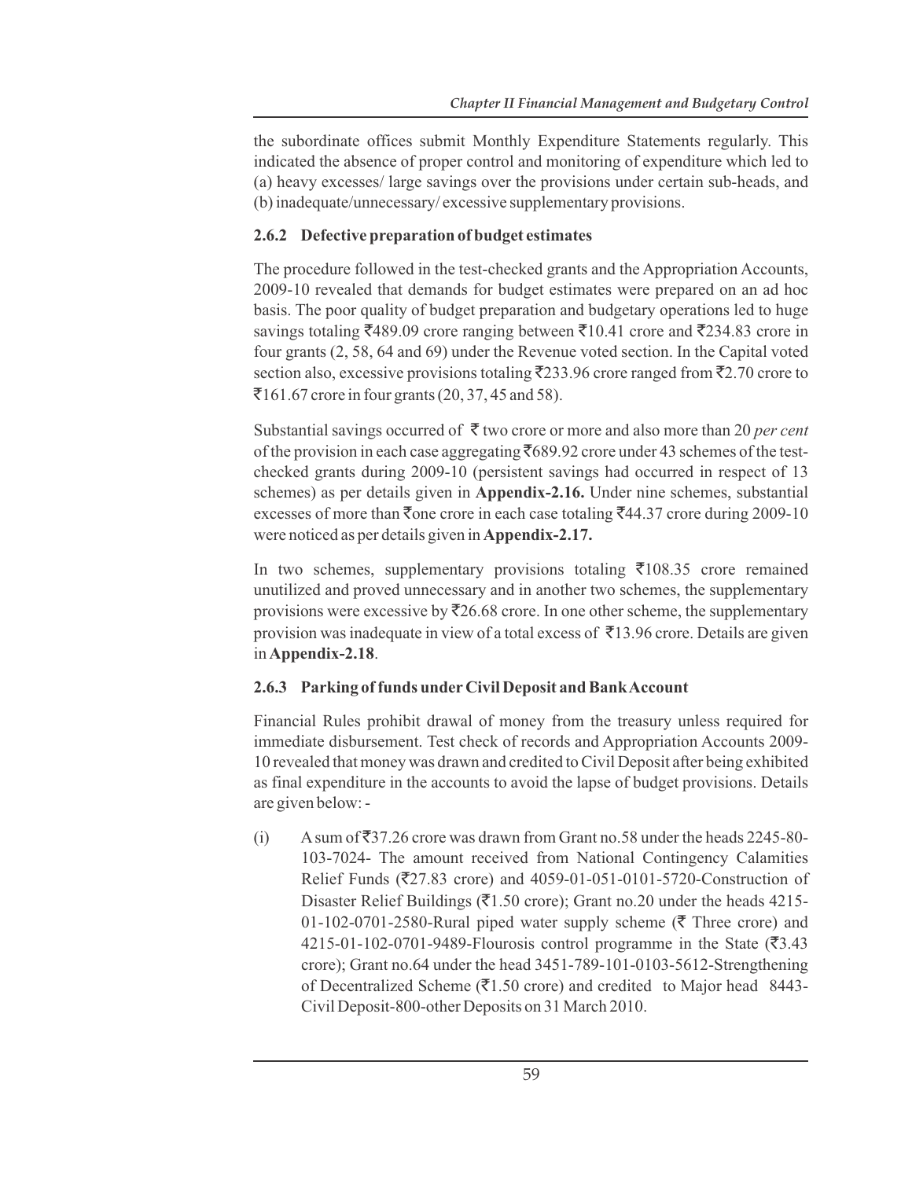the subordinate offices submit Monthly Expenditure Statements regularly. This indicated the absence of proper control and monitoring of expenditure which led to (a) heavy excesses/ large savings over the provisions under certain sub-heads, and (b) inadequate/unnecessary/ excessive supplementary provisions.

### 2.6.2 Defective preparation of budget estimates

The procedure followed in the test-checked grants and the Appropriation Accounts, 2009-10 revealed that demands for budget estimates were prepared on an ad hoc basis. The poor quality of budget preparation and budgetary operations led to huge savings totaling ₹489.09 crore ranging between ₹10.41 crore and ₹234.83 crore in four grants (2, 58, 64 and 69) under the Revenue voted section. In the Capital voted section also, excessive provisions totaling ₹233.96 crore ranged from ₹2.70 crore to ₹161.67 crore in four grants (20, 37, 45 and 58).

Substantial savings occurred of ₹ two crore or more and also more than 20 *per cent* of the provision in each case aggregating ₹689.92 crore under 43 schemes of the test-checked grants during 2009-10 (persistent savings had occurred in respect of 13 schemes) as per details given in **Appendix-2.16.** Under nine schemes, substantial excesses of more than ₹one crore in each case totaling ₹44.37 crore during 2009-10 were noticed as per details given in **Appendix-2.17.**

In two schemes, supplementary provisions totaling ₹108.35 crore remained unutilized and proved unnecessary and in another two schemes, the supplementary provisions were excessive by ₹26.68 crore. In one other scheme, the supplementary provision was inadequate in view of a total excess of ₹13.96 crore. Details are given in **Appendix-2.18**.

### 2.6.3 Parking of funds under Civil Deposit and Bank Account

Financial Rules prohibit drawal of money from the treasury unless required for immediate disbursement. Test check of records and Appropriation Accounts 2009-10 revealed that money was drawn and credited to Civil Deposit after being exhibited as final expenditure in the accounts to avoid the lapse of budget provisions. Details are given below: -

(i) A sum of ₹37.26 crore was drawn from Grant no.58 under the heads 2245-80-103-7024- The amount received from National Contingency Calamities Relief Funds (₹27.83 crore) and 4059-01-051-0101-5720-Construction of Disaster Relief Buildings (₹1.50 crore); Grant no.20 under the heads 4215-01-102-0701-2580-Rural piped water supply scheme (₹ Three crore) and 4215-01-102-0701-9489-Flourosis control programme in the State (₹3.43 crore); Grant no.64 under the head 3451-789-101-0103-5612-Strengthening of Decentralized Scheme (₹1.50 crore) and credited to Major head 8443-Civil Deposit-800-other Deposits on 31 March 2010.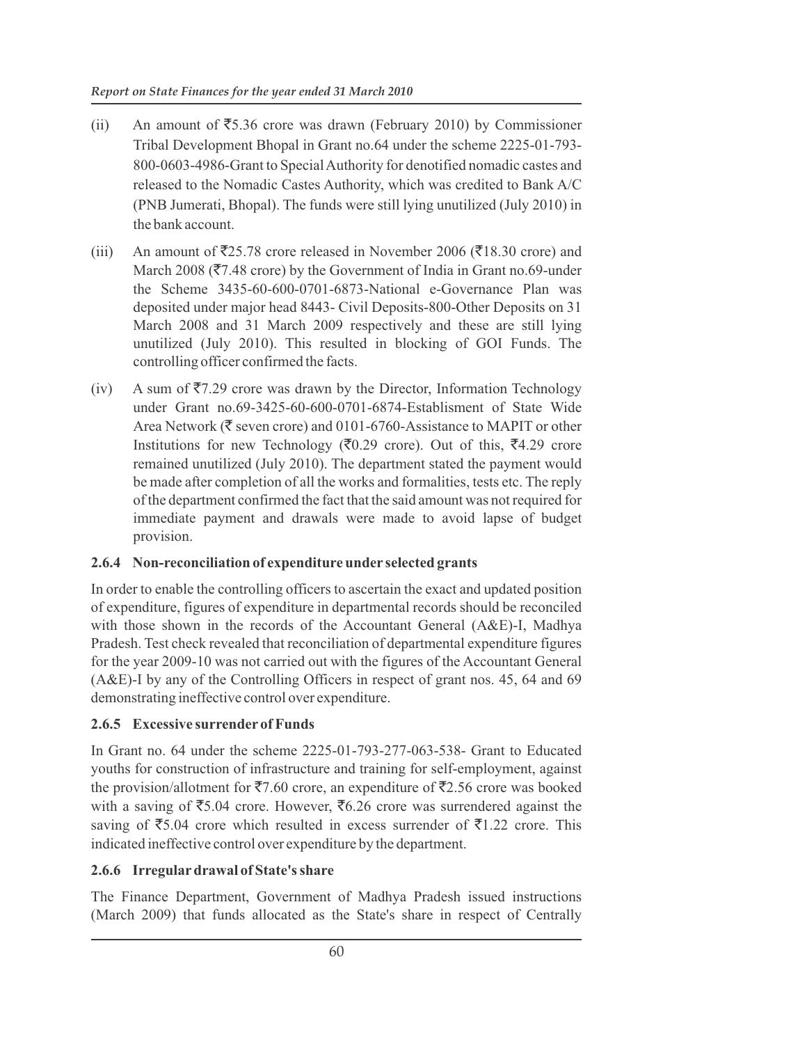(ii) An amount of ₹5.36 crore was drawn (February 2010) by Commissioner Tribal Development Bhopal in Grant no.64 under the scheme 2225-01-793-800-0603-4986-Grant to Special Authority for denotified nomadic castes and released to the Nomadic Castes Authority, which was credited to Bank A/C (PNB Jumerati, Bhopal). The funds were still lying unutilized (July 2010) in the bank account.

(iii) An amount of ₹25.78 crore released in November 2006 (₹18.30 crore) and March 2008 (₹7.48 crore) by the Government of India in Grant no.69-under the Scheme 3435-60-600-0701-6873-National e-Governance Plan was deposited under major head 8443- Civil Deposits-800-Other Deposits on 31 March 2008 and 31 March 2009 respectively and these are still lying unutilized (July 2010). This resulted in blocking of GOI Funds. The controlling officer confirmed the facts.

(iv) A sum of ₹7.29 crore was drawn by the Director, Information Technology under Grant no.69-3425-60-600-0701-6874-Establisment of State Wide Area Network (₹ seven crore) and 0101-6760-Assistance to MAPIT or other Institutions for new Technology (₹0.29 crore). Out of this, ₹4.29 crore remained unutilized (July 2010). The department stated the payment would be made after completion of all the works and formalities, tests etc. The reply of the department confirmed the fact that the said amount was not required for immediate payment and drawals were made to avoid lapse of budget provision.

### 2.6.4 Non-reconciliation of expenditure under selected grants

In order to enable the controlling officers to ascertain the exact and updated position of expenditure, figures of expenditure in departmental records should be reconciled with those shown in the records of the Accountant General (A&E)-I, Madhya Pradesh. Test check revealed that reconciliation of departmental expenditure figures for the year 2009-10 was not carried out with the figures of the Accountant General (A&E)-I by any of the Controlling Officers in respect of grant nos. 45, 64 and 69 demonstrating ineffective control over expenditure.

### 2.6.5 Excessive surrender of Funds

In Grant no. 64 under the scheme 2225-01-793-277-063-538- Grant to Educated youths for construction of infrastructure and training for self-employment, against the provision/allotment for ₹7.60 crore, an expenditure of ₹2.56 crore was booked with a saving of ₹5.04 crore. However, ₹6.26 crore was surrendered against the saving of ₹5.04 crore which resulted in excess surrender of ₹1.22 crore. This indicated ineffective control over expenditure by the department.

### 2.6.6 Irregular drawal of State's share

The Finance Department, Government of Madhya Pradesh issued instructions (March 2009) that funds allocated as the State's share in respect of Centrally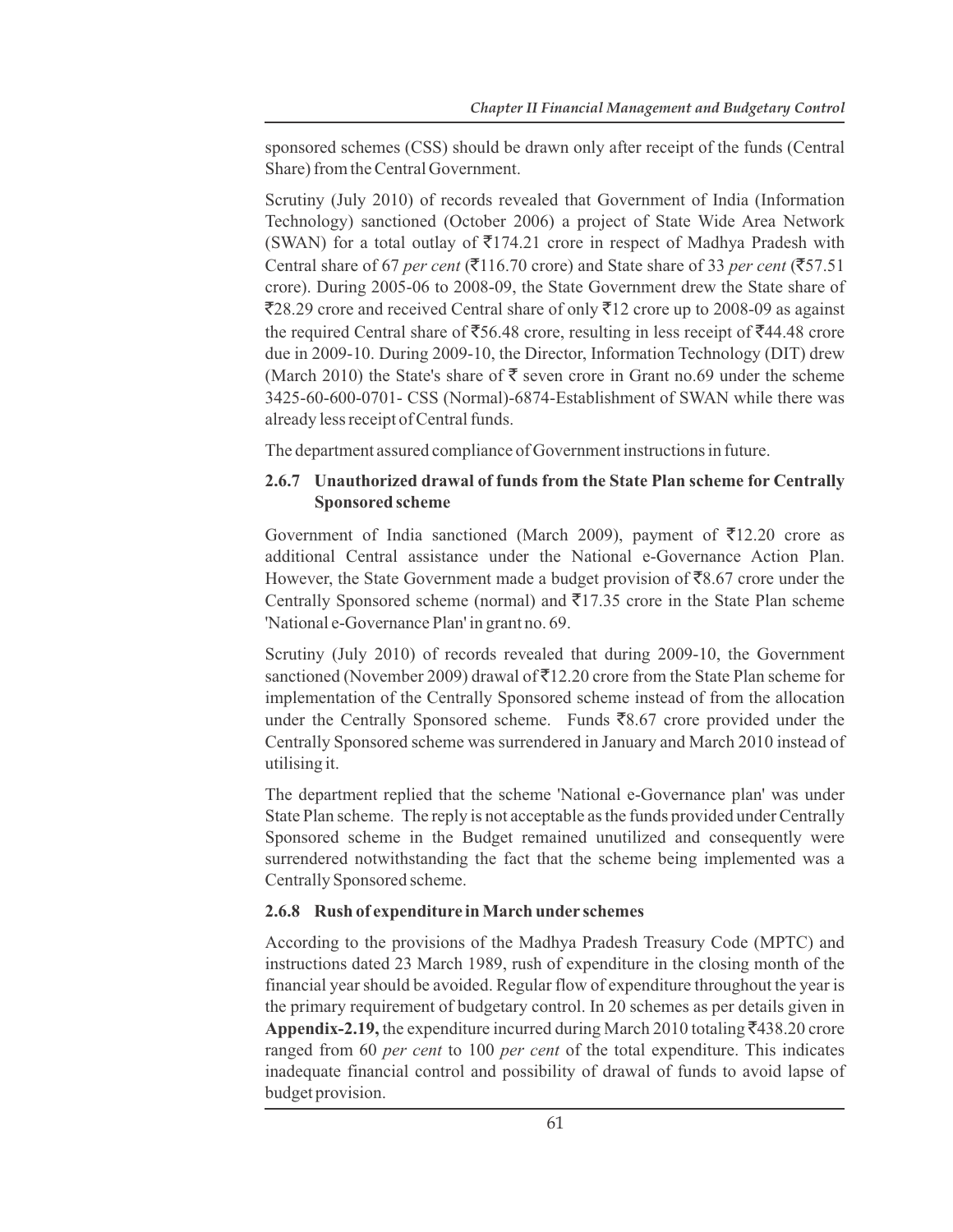sponsored schemes (CSS) should be drawn only after receipt of the funds (Central Share) from the Central Government.

Scrutiny (July 2010) of records revealed that Government of India (Information Technology) sanctioned (October 2006) a project of State Wide Area Network (SWAN) for a total outlay of ₹174.21 crore in respect of Madhya Pradesh with Central share of 67 *per cent* (₹116.70 crore) and State share of 33 *per cent* (₹57.51 crore). During 2005-06 to 2008-09, the State Government drew the State share of ₹28.29 crore and received Central share of only ₹12 crore up to 2008-09 as against the required Central share of ₹56.48 crore, resulting in less receipt of ₹44.48 crore due in 2009-10. During 2009-10, the Director, Information Technology (DIT) drew (March 2010) the State's share of ₹ seven crore in Grant no.69 under the scheme 3425-60-600-0701- CSS (Normal)-6874-Establishment of SWAN while there was already less receipt of Central funds.

The department assured compliance of Government instructions in future.

### 2.6.7 Unauthorized drawal of funds from the State Plan scheme for Centrally Sponsored scheme

Government of India sanctioned (March 2009), payment of ₹12.20 crore as additional Central assistance under the National e-Governance Action Plan. However, the State Government made a budget provision of ₹8.67 crore under the Centrally Sponsored scheme (normal) and ₹17.35 crore in the State Plan scheme 'National e-Governance Plan' in grant no. 69.

Scrutiny (July 2010) of records revealed that during 2009-10, the Government sanctioned (November 2009) drawal of ₹12.20 crore from the State Plan scheme for implementation of the Centrally Sponsored scheme instead of from the allocation under the Centrally Sponsored scheme. Funds ₹8.67 crore provided under the Centrally Sponsored scheme was surrendered in January and March 2010 instead of utilising it.

The department replied that the scheme 'National e-Governance plan' was under State Plan scheme. The reply is not acceptable as the funds provided under Centrally Sponsored scheme in the Budget remained unutilized and consequently were surrendered notwithstanding the fact that the scheme being implemented was a Centrally Sponsored scheme.

### 2.6.8 Rush of expenditure in March under schemes

According to the provisions of the Madhya Pradesh Treasury Code (MPTC) and instructions dated 23 March 1989, rush of expenditure in the closing month of the financial year should be avoided. Regular flow of expenditure throughout the year is the primary requirement of budgetary control. In 20 schemes as per details given in **Appendix-2.19,** the expenditure incurred during March 2010 totaling ₹438.20 crore ranged from 60 *per cent* to 100 *per cent* of the total expenditure. This indicates inadequate financial control and possibility of drawal of funds to avoid lapse of budget provision.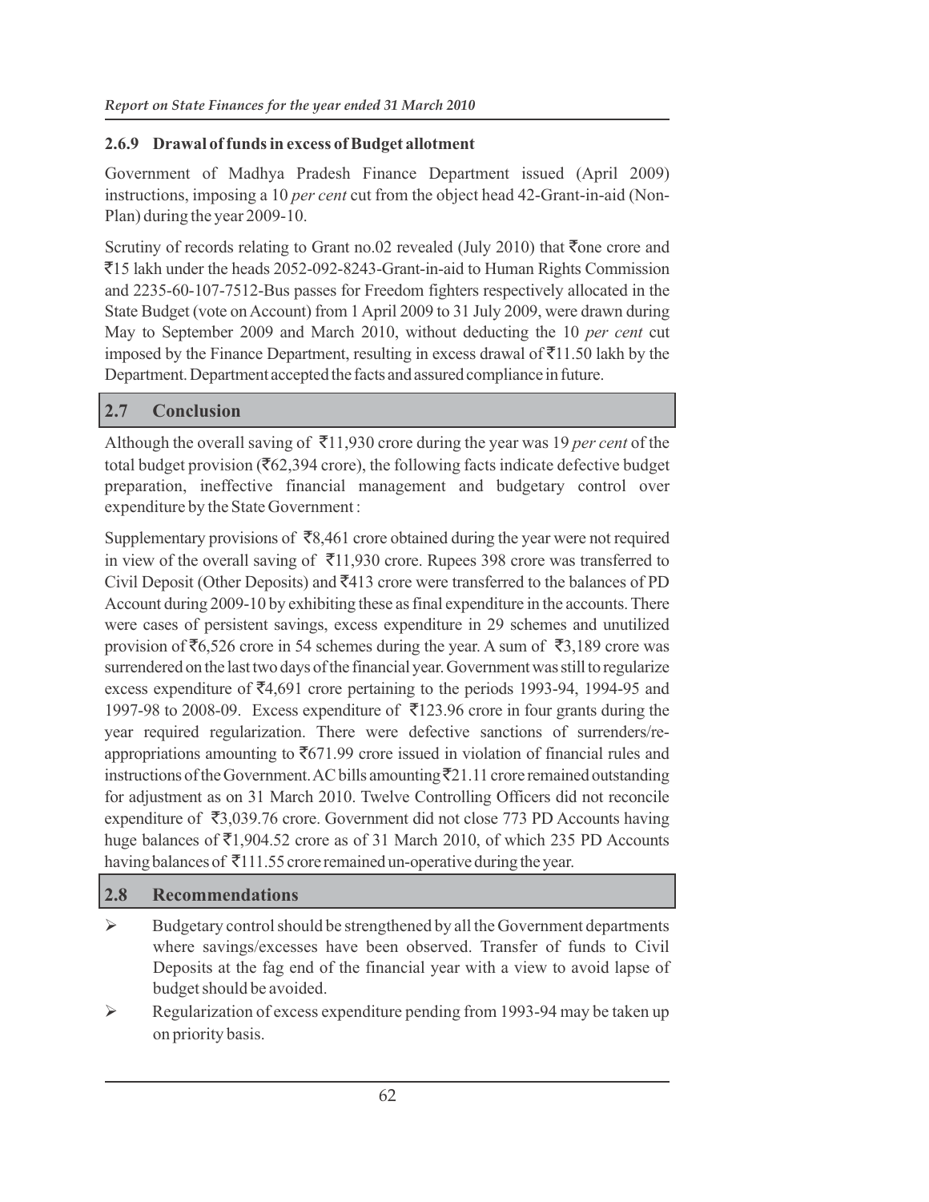### 2.6.9 Drawal of funds in excess of Budget allotment

Government of Madhya Pradesh Finance Department issued (April 2009) instructions, imposing a 10 *per cent* cut from the object head 42-Grant-in-aid (Non-Plan) during the year 2009-10.

Scrutiny of records relating to Grant no.02 revealed (July 2010) that ₹one crore and ₹15 lakh under the heads 2052-092-8243-Grant-in-aid to Human Rights Commission and 2235-60-107-7512-Bus passes for Freedom fighters respectively allocated in the State Budget (vote on Account) from 1 April 2009 to 31 July 2009, were drawn during May to September 2009 and March 2010, without deducting the 10 *per cent* cut imposed by the Finance Department, resulting in excess drawal of ₹11.50 lakh by the Department. Department accepted the facts and assured compliance in future.

## 2.7 Conclusion

Although the overall saving of ₹11,930 crore during the year was 19 *per cent* of the total budget provision (₹62,394 crore), the following facts indicate defective budget preparation, ineffective financial management and budgetary control over expenditure by the State Government :

Supplementary provisions of ₹8,461 crore obtained during the year were not required in view of the overall saving of ₹11,930 crore. Rupees 398 crore was transferred to Civil Deposit (Other Deposits) and ₹413 crore were transferred to the balances of PD Account during 2009-10 by exhibiting these as final expenditure in the accounts. There were cases of persistent savings, excess expenditure in 29 schemes and unutilized provision of ₹6,526 crore in 54 schemes during the year. A sum of ₹3,189 crore was surrendered on the last two days of the financial year. Government was still to regularize excess expenditure of ₹4,691 crore pertaining to the periods 1993-94, 1994-95 and 1997-98 to 2008-09. Excess expenditure of ₹123.96 crore in four grants during the year required regularization. There were defective sanctions of surrenders/re-appropriations amounting to ₹671.99 crore issued in violation of financial rules and instructions of the Government. AC bills amounting ₹21.11 crore remained outstanding for adjustment as on 31 March 2010. Twelve Controlling Officers did not reconcile expenditure of ₹3,039.76 crore. Government did not close 773 PD Accounts having huge balances of ₹1,904.52 crore as of 31 March 2010, of which 235 PD Accounts having balances of ₹111.55 crore remained un-operative during the year.

## 2.8 Recommendations

- Budgetary control should be strengthened by all the Government departments where savings/excesses have been observed. Transfer of funds to Civil Deposits at the fag end of the financial year with a view to avoid lapse of budget should be avoided.
- Regularization of excess expenditure pending from 1993-94 may be taken up on priority basis.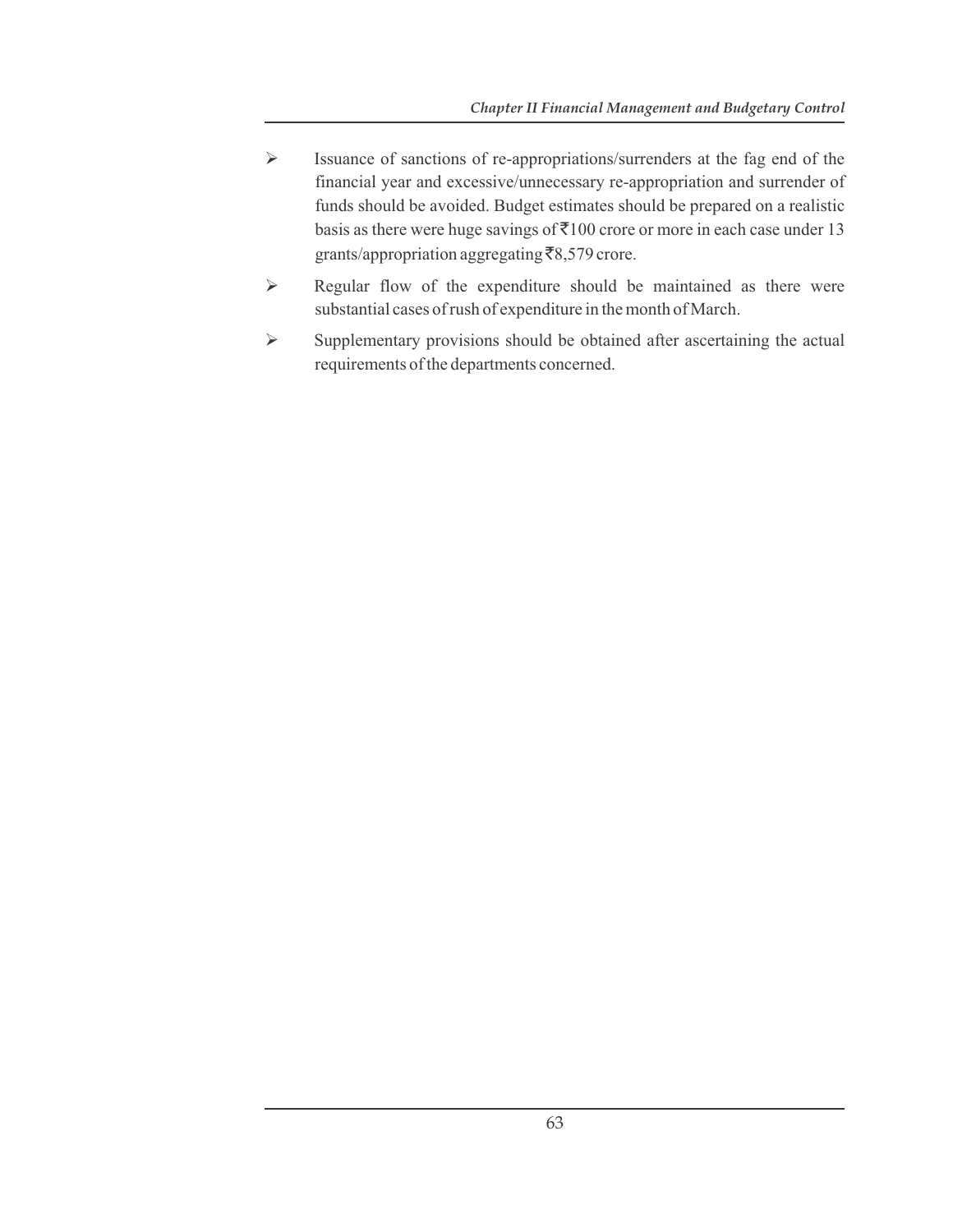- Issuance of sanctions of re-appropriations/surrenders at the fag end of the financial year and excessive/unnecessary re-appropriation and surrender of funds should be avoided. Budget estimates should be prepared on a realistic basis as there were huge savings of ₹100 crore or more in each case under 13 grants/appropriation aggregating ₹8,579 crore.
- Regular flow of the expenditure should be maintained as there were substantial cases of rush of expenditure in the month of March.
- Supplementary provisions should be obtained after ascertaining the actual requirements of the departments concerned.